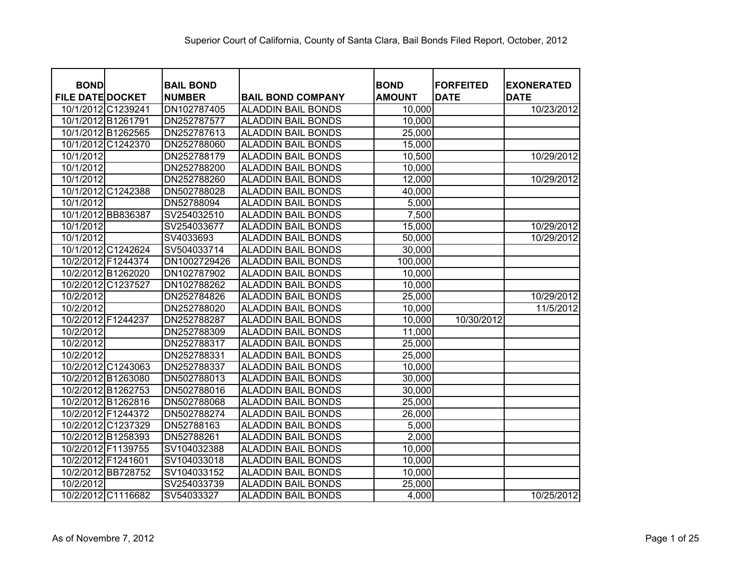# Superior Court of California, County of Santa Clara, Bail Bonds Filed Report, October, 2012

| BOND FILE DATE | DOCKET | BAIL BOND NUMBER | BAIL BOND COMPANY | BOND AMOUNT | FORFEITED DATE | EXONERATED DATE |
|---|---|---|---|---|---|---|
| 10/1/2012 | C1239241 | DN102787405 | ALADDIN BAIL BONDS | 10,000 | | 10/23/2012 |
| 10/1/2012 | B1261791 | DN252787577 | ALADDIN BAIL BONDS | 10,000 | | |
| 10/1/2012 | B1262565 | DN252787613 | ALADDIN BAIL BONDS | 25,000 | | |
| 10/1/2012 | C1242370 | DN252788060 | ALADDIN BAIL BONDS | 15,000 | | |
| 10/1/2012 | | DN252788179 | ALADDIN BAIL BONDS | 10,500 | | 10/29/2012 |
| 10/1/2012 | | DN252788200 | ALADDIN BAIL BONDS | 10,000 | | |
| 10/1/2012 | | DN252788260 | ALADDIN BAIL BONDS | 12,000 | | 10/29/2012 |
| 10/1/2012 | C1242388 | DN502788028 | ALADDIN BAIL BONDS | 40,000 | | |
| 10/1/2012 | | DN52788094 | ALADDIN BAIL BONDS | 5,000 | | |
| 10/1/2012 | BB836387 | SV254032510 | ALADDIN BAIL BONDS | 7,500 | | |
| 10/1/2012 | | SV254033677 | ALADDIN BAIL BONDS | 15,000 | | 10/29/2012 |
| 10/1/2012 | | SV4033693 | ALADDIN BAIL BONDS | 50,000 | | 10/29/2012 |
| 10/1/2012 | C1242624 | SV504033714 | ALADDIN BAIL BONDS | 30,000 | | |
| 10/2/2012 | F1244374 | DN1002729426 | ALADDIN BAIL BONDS | 100,000 | | |
| 10/2/2012 | B1262020 | DN102787902 | ALADDIN BAIL BONDS | 10,000 | | |
| 10/2/2012 | C1237527 | DN102788262 | ALADDIN BAIL BONDS | 10,000 | | |
| 10/2/2012 | | DN252784826 | ALADDIN BAIL BONDS | 25,000 | | 10/29/2012 |
| 10/2/2012 | | DN252788020 | ALADDIN BAIL BONDS | 10,000 | | 11/5/2012 |
| 10/2/2012 | F1244237 | DN252788287 | ALADDIN BAIL BONDS | 10,000 | 10/30/2012 | |
| 10/2/2012 | | DN252788309 | ALADDIN BAIL BONDS | 11,000 | | |
| 10/2/2012 | | DN252788317 | ALADDIN BAIL BONDS | 25,000 | | |
| 10/2/2012 | | DN252788331 | ALADDIN BAIL BONDS | 25,000 | | |
| 10/2/2012 | C1243063 | DN252788337 | ALADDIN BAIL BONDS | 10,000 | | |
| 10/2/2012 | B1263080 | DN502788013 | ALADDIN BAIL BONDS | 30,000 | | |
| 10/2/2012 | B1262753 | DN502788016 | ALADDIN BAIL BONDS | 30,000 | | |
| 10/2/2012 | B1262816 | DN502788068 | ALADDIN BAIL BONDS | 25,000 | | |
| 10/2/2012 | F1244372 | DN502788274 | ALADDIN BAIL BONDS | 26,000 | | |
| 10/2/2012 | C1237329 | DN52788163 | ALADDIN BAIL BONDS | 5,000 | | |
| 10/2/2012 | B1258393 | DN52788261 | ALADDIN BAIL BONDS | 2,000 | | |
| 10/2/2012 | F1139755 | SV104032388 | ALADDIN BAIL BONDS | 10,000 | | |
| 10/2/2012 | F1241601 | SV104033018 | ALADDIN BAIL BONDS | 10,000 | | |
| 10/2/2012 | BB728752 | SV104033152 | ALADDIN BAIL BONDS | 10,000 | | |
| 10/2/2012 | | SV254033739 | ALADDIN BAIL BONDS | 25,000 | | |
| 10/2/2012 | C1116682 | SV54033327 | ALADDIN BAIL BONDS | 4,000 | | 10/25/2012 |

As of Novembre 7, 2012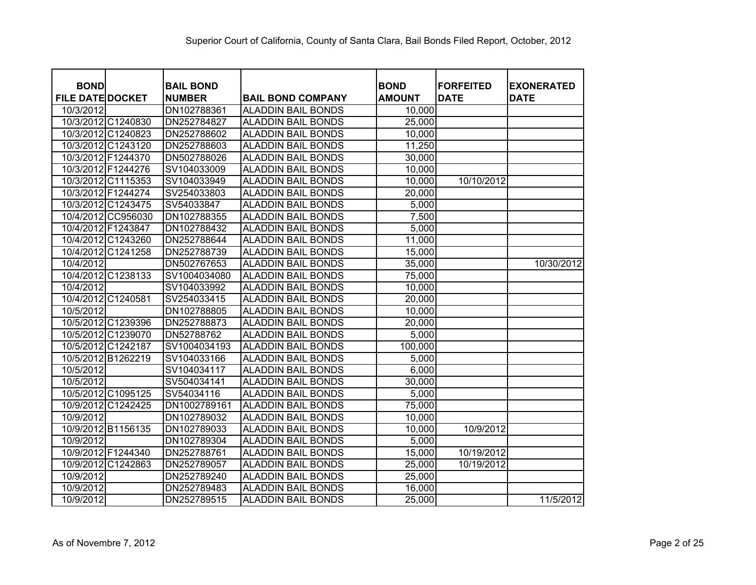Superior Court of California, County of Santa Clara, Bail Bonds Filed Report, October, 2012

| BOND FILE DATE | DOCKET | BAIL BOND NUMBER | BAIL BOND COMPANY | BOND AMOUNT | FORFEITED DATE | EXONERATED DATE |
|---|---|---|---|---|---|---|
| 10/3/2012 | | DN102788361 | ALADDIN BAIL BONDS | 10,000 | | |
| 10/3/2012 | C1240830 | DN252784827 | ALADDIN BAIL BONDS | 25,000 | | |
| 10/3/2012 | C1240823 | DN252788602 | ALADDIN BAIL BONDS | 10,000 | | |
| 10/3/2012 | C1243120 | DN252788603 | ALADDIN BAIL BONDS | 11,250 | | |
| 10/3/2012 | F1244370 | DN502788026 | ALADDIN BAIL BONDS | 30,000 | | |
| 10/3/2012 | F1244276 | SV104033009 | ALADDIN BAIL BONDS | 10,000 | | |
| 10/3/2012 | C1115353 | SV104033949 | ALADDIN BAIL BONDS | 10,000 | 10/10/2012 | |
| 10/3/2012 | F1244274 | SV254033803 | ALADDIN BAIL BONDS | 20,000 | | |
| 10/3/2012 | C1243475 | SV54033847 | ALADDIN BAIL BONDS | 5,000 | | |
| 10/4/2012 | CC956030 | DN102788355 | ALADDIN BAIL BONDS | 7,500 | | |
| 10/4/2012 | F1243847 | DN102788432 | ALADDIN BAIL BONDS | 5,000 | | |
| 10/4/2012 | C1243260 | DN252788644 | ALADDIN BAIL BONDS | 11,000 | | |
| 10/4/2012 | C1241258 | DN252788739 | ALADDIN BAIL BONDS | 15,000 | | |
| 10/4/2012 | | DN502767653 | ALADDIN BAIL BONDS | 35,000 | | 10/30/2012 |
| 10/4/2012 | C1238133 | SV1004034080 | ALADDIN BAIL BONDS | 75,000 | | |
| 10/4/2012 | | SV104033992 | ALADDIN BAIL BONDS | 10,000 | | |
| 10/4/2012 | C1240581 | SV254033415 | ALADDIN BAIL BONDS | 20,000 | | |
| 10/5/2012 | | DN102788805 | ALADDIN BAIL BONDS | 10,000 | | |
| 10/5/2012 | C1239396 | DN252788873 | ALADDIN BAIL BONDS | 20,000 | | |
| 10/5/2012 | C1239070 | DN52788762 | ALADDIN BAIL BONDS | 5,000 | | |
| 10/5/2012 | C1242187 | SV1004034193 | ALADDIN BAIL BONDS | 100,000 | | |
| 10/5/2012 | B1262219 | SV104033166 | ALADDIN BAIL BONDS | 5,000 | | |
| 10/5/2012 | | SV104034117 | ALADDIN BAIL BONDS | 6,000 | | |
| 10/5/2012 | | SV504034141 | ALADDIN BAIL BONDS | 30,000 | | |
| 10/5/2012 | C1095125 | SV54034116 | ALADDIN BAIL BONDS | 5,000 | | |
| 10/9/2012 | C1242425 | DN1002789161 | ALADDIN BAIL BONDS | 75,000 | | |
| 10/9/2012 | | DN102789032 | ALADDIN BAIL BONDS | 10,000 | | |
| 10/9/2012 | B1156135 | DN102789033 | ALADDIN BAIL BONDS | 10,000 | 10/9/2012 | |
| 10/9/2012 | | DN102789304 | ALADDIN BAIL BONDS | 5,000 | | |
| 10/9/2012 | F1244340 | DN252788761 | ALADDIN BAIL BONDS | 15,000 | 10/19/2012 | |
| 10/9/2012 | C1242863 | DN252789057 | ALADDIN BAIL BONDS | 25,000 | 10/19/2012 | |
| 10/9/2012 | | DN252789240 | ALADDIN BAIL BONDS | 25,000 | | |
| 10/9/2012 | | DN252789483 | ALADDIN BAIL BONDS | 16,000 | | |
| 10/9/2012 | | DN252789515 | ALADDIN BAIL BONDS | 25,000 | | 11/5/2012 |

As of Novembre 7, 2012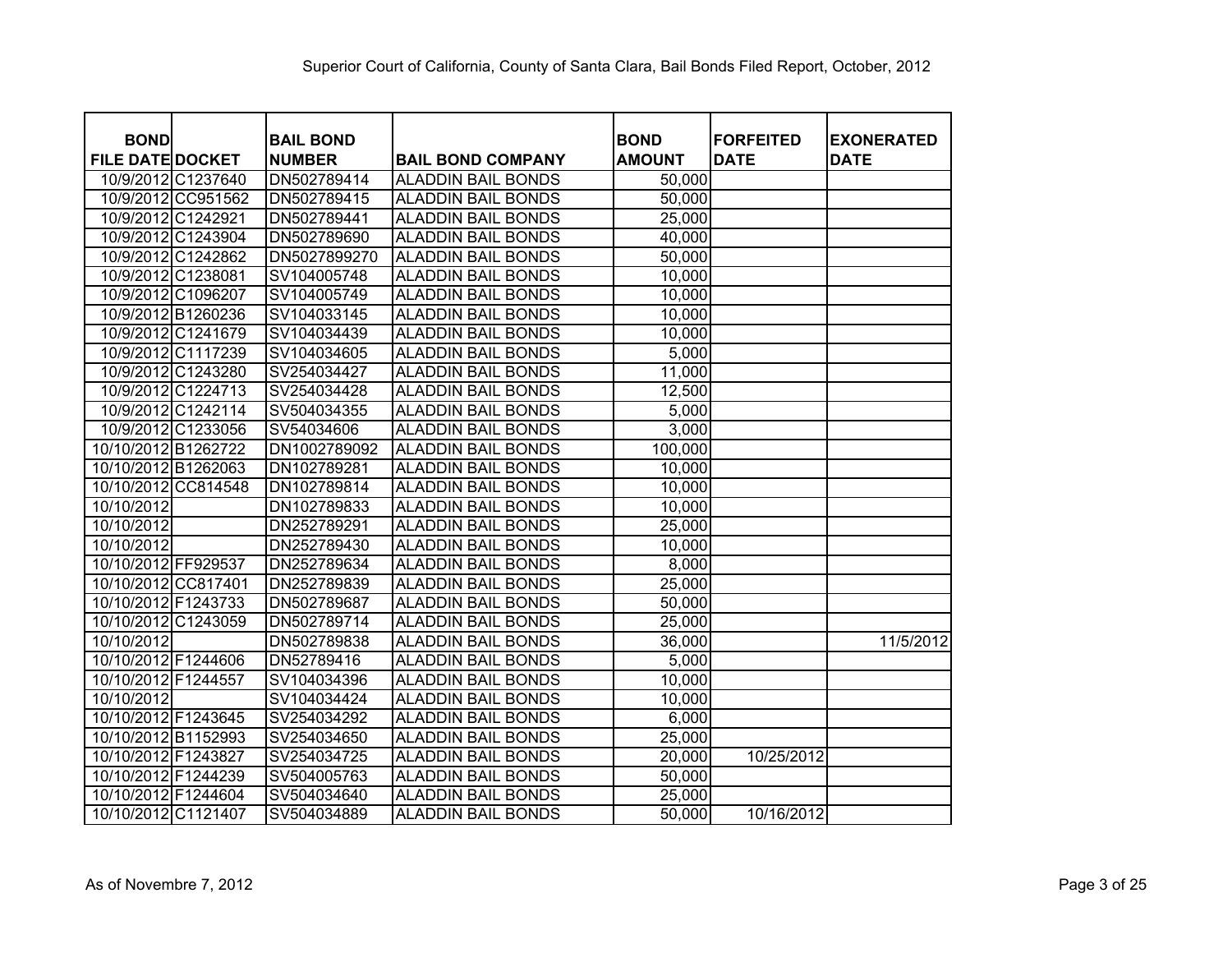Superior Court of California, County of Santa Clara, Bail Bonds Filed Report, October, 2012

| BOND FILE DATE | DOCKET | BAIL BOND NUMBER | BAIL BOND COMPANY | BOND AMOUNT | FORFEITED DATE | EXONERATED DATE |
|---|---|---|---|---|---|---|
| 10/9/2012 | C1237640 | DN502789414 | ALADDIN BAIL BONDS | 50,000 | | |
| 10/9/2012 | CC951562 | DN502789415 | ALADDIN BAIL BONDS | 50,000 | | |
| 10/9/2012 | C1242921 | DN502789441 | ALADDIN BAIL BONDS | 25,000 | | |
| 10/9/2012 | C1243904 | DN502789690 | ALADDIN BAIL BONDS | 40,000 | | |
| 10/9/2012 | C1242862 | DN5027899270 | ALADDIN BAIL BONDS | 50,000 | | |
| 10/9/2012 | C1238081 | SV104005748 | ALADDIN BAIL BONDS | 10,000 | | |
| 10/9/2012 | C1096207 | SV104005749 | ALADDIN BAIL BONDS | 10,000 | | |
| 10/9/2012 | B1260236 | SV104033145 | ALADDIN BAIL BONDS | 10,000 | | |
| 10/9/2012 | C1241679 | SV104034439 | ALADDIN BAIL BONDS | 10,000 | | |
| 10/9/2012 | C1117239 | SV104034605 | ALADDIN BAIL BONDS | 5,000 | | |
| 10/9/2012 | C1243280 | SV254034427 | ALADDIN BAIL BONDS | 11,000 | | |
| 10/9/2012 | C1224713 | SV254034428 | ALADDIN BAIL BONDS | 12,500 | | |
| 10/9/2012 | C1242114 | SV504034355 | ALADDIN BAIL BONDS | 5,000 | | |
| 10/9/2012 | C1233056 | SV54034606 | ALADDIN BAIL BONDS | 3,000 | | |
| 10/10/2012 | B1262722 | DN1002789092 | ALADDIN BAIL BONDS | 100,000 | | |
| 10/10/2012 | B1262063 | DN102789281 | ALADDIN BAIL BONDS | 10,000 | | |
| 10/10/2012 | CC814548 | DN102789814 | ALADDIN BAIL BONDS | 10,000 | | |
| 10/10/2012 | | DN102789833 | ALADDIN BAIL BONDS | 10,000 | | |
| 10/10/2012 | | DN252789291 | ALADDIN BAIL BONDS | 25,000 | | |
| 10/10/2012 | | DN252789430 | ALADDIN BAIL BONDS | 10,000 | | |
| 10/10/2012 | FF929537 | DN252789634 | ALADDIN BAIL BONDS | 8,000 | | |
| 10/10/2012 | CC817401 | DN252789839 | ALADDIN BAIL BONDS | 25,000 | | |
| 10/10/2012 | F1243733 | DN502789687 | ALADDIN BAIL BONDS | 50,000 | | |
| 10/10/2012 | C1243059 | DN502789714 | ALADDIN BAIL BONDS | 25,000 | | |
| 10/10/2012 | | DN502789838 | ALADDIN BAIL BONDS | 36,000 | | 11/5/2012 |
| 10/10/2012 | F1244606 | DN52789416 | ALADDIN BAIL BONDS | 5,000 | | |
| 10/10/2012 | F1244557 | SV104034396 | ALADDIN BAIL BONDS | 10,000 | | |
| 10/10/2012 | | SV104034424 | ALADDIN BAIL BONDS | 10,000 | | |
| 10/10/2012 | F1243645 | SV254034292 | ALADDIN BAIL BONDS | 6,000 | | |
| 10/10/2012 | B1152993 | SV254034650 | ALADDIN BAIL BONDS | 25,000 | | |
| 10/10/2012 | F1243827 | SV254034725 | ALADDIN BAIL BONDS | 20,000 | 10/25/2012 | |
| 10/10/2012 | F1244239 | SV504005763 | ALADDIN BAIL BONDS | 50,000 | | |
| 10/10/2012 | F1244604 | SV504034640 | ALADDIN BAIL BONDS | 25,000 | | |
| 10/10/2012 | C1121407 | SV504034889 | ALADDIN BAIL BONDS | 50,000 | 10/16/2012 | |

As of Novembre 7, 2012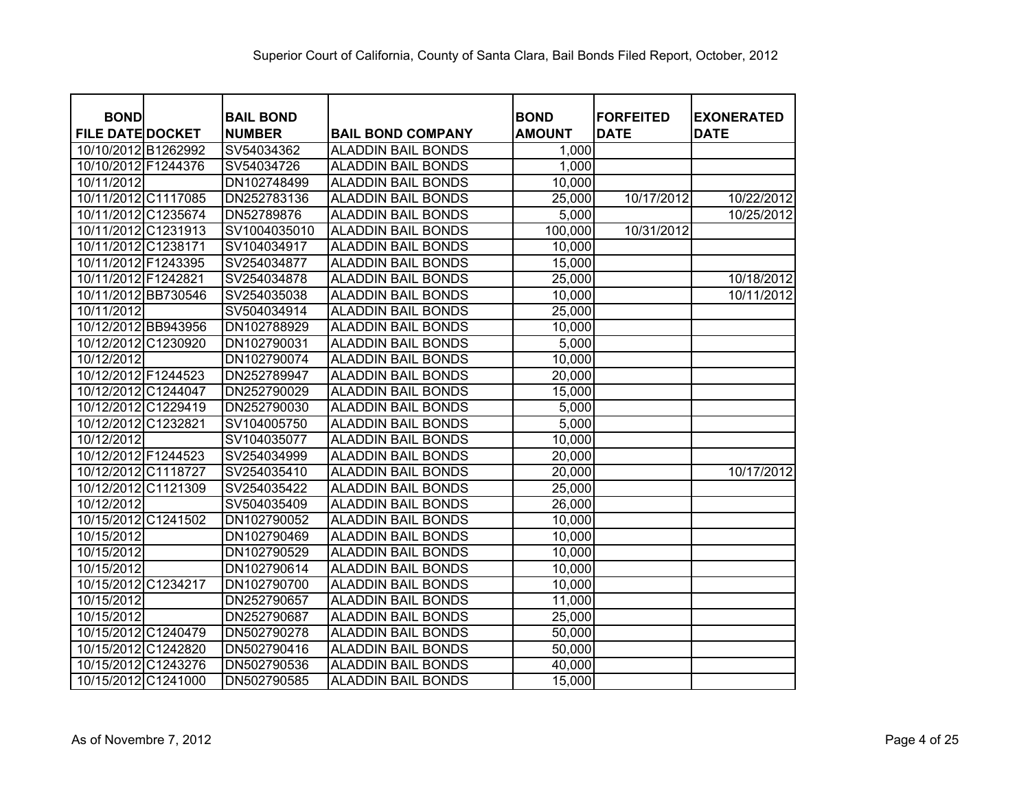Superior Court of California, County of Santa Clara, Bail Bonds Filed Report, October, 2012

| BOND FILE DATE | DOCKET | BAIL BOND NUMBER | BAIL BOND COMPANY | BOND AMOUNT | FORFEITED DATE | EXONERATED DATE |
|---|---|---|---|---|---|---|
| 10/10/2012 | B1262992 | SV54034362 | ALADDIN BAIL BONDS | 1,000 | | |
| 10/10/2012 | F1244376 | SV54034726 | ALADDIN BAIL BONDS | 1,000 | | |
| 10/11/2012 | | DN102748499 | ALADDIN BAIL BONDS | 10,000 | | |
| 10/11/2012 | C1117085 | DN252783136 | ALADDIN BAIL BONDS | 25,000 | 10/17/2012 | 10/22/2012 |
| 10/11/2012 | C1235674 | DN52789876 | ALADDIN BAIL BONDS | 5,000 | | 10/25/2012 |
| 10/11/2012 | C1231913 | SV1004035010 | ALADDIN BAIL BONDS | 100,000 | 10/31/2012 | |
| 10/11/2012 | C1238171 | SV104034917 | ALADDIN BAIL BONDS | 10,000 | | |
| 10/11/2012 | F1243395 | SV254034877 | ALADDIN BAIL BONDS | 15,000 | | |
| 10/11/2012 | F1242821 | SV254034878 | ALADDIN BAIL BONDS | 25,000 | | 10/18/2012 |
| 10/11/2012 | BB730546 | SV254035038 | ALADDIN BAIL BONDS | 10,000 | | 10/11/2012 |
| 10/11/2012 | | SV504034914 | ALADDIN BAIL BONDS | 25,000 | | |
| 10/12/2012 | BB943956 | DN102788929 | ALADDIN BAIL BONDS | 10,000 | | |
| 10/12/2012 | C1230920 | DN102790031 | ALADDIN BAIL BONDS | 5,000 | | |
| 10/12/2012 | | DN102790074 | ALADDIN BAIL BONDS | 10,000 | | |
| 10/12/2012 | F1244523 | DN252789947 | ALADDIN BAIL BONDS | 20,000 | | |
| 10/12/2012 | C1244047 | DN252790029 | ALADDIN BAIL BONDS | 15,000 | | |
| 10/12/2012 | C1229419 | DN252790030 | ALADDIN BAIL BONDS | 5,000 | | |
| 10/12/2012 | C1232821 | SV104005750 | ALADDIN BAIL BONDS | 5,000 | | |
| 10/12/2012 | | SV104035077 | ALADDIN BAIL BONDS | 10,000 | | |
| 10/12/2012 | F1244523 | SV254034999 | ALADDIN BAIL BONDS | 20,000 | | |
| 10/12/2012 | C1118727 | SV254035410 | ALADDIN BAIL BONDS | 20,000 | | 10/17/2012 |
| 10/12/2012 | C1121309 | SV254035422 | ALADDIN BAIL BONDS | 25,000 | | |
| 10/12/2012 | | SV504035409 | ALADDIN BAIL BONDS | 26,000 | | |
| 10/15/2012 | C1241502 | DN102790052 | ALADDIN BAIL BONDS | 10,000 | | |
| 10/15/2012 | | DN102790469 | ALADDIN BAIL BONDS | 10,000 | | |
| 10/15/2012 | | DN102790529 | ALADDIN BAIL BONDS | 10,000 | | |
| 10/15/2012 | | DN102790614 | ALADDIN BAIL BONDS | 10,000 | | |
| 10/15/2012 | C1234217 | DN102790700 | ALADDIN BAIL BONDS | 10,000 | | |
| 10/15/2012 | | DN252790657 | ALADDIN BAIL BONDS | 11,000 | | |
| 10/15/2012 | | DN252790687 | ALADDIN BAIL BONDS | 25,000 | | |
| 10/15/2012 | C1240479 | DN502790278 | ALADDIN BAIL BONDS | 50,000 | | |
| 10/15/2012 | C1242820 | DN502790416 | ALADDIN BAIL BONDS | 50,000 | | |
| 10/15/2012 | C1243276 | DN502790536 | ALADDIN BAIL BONDS | 40,000 | | |
| 10/15/2012 | C1241000 | DN502790585 | ALADDIN BAIL BONDS | 15,000 | | |

As of Novembre 7, 2012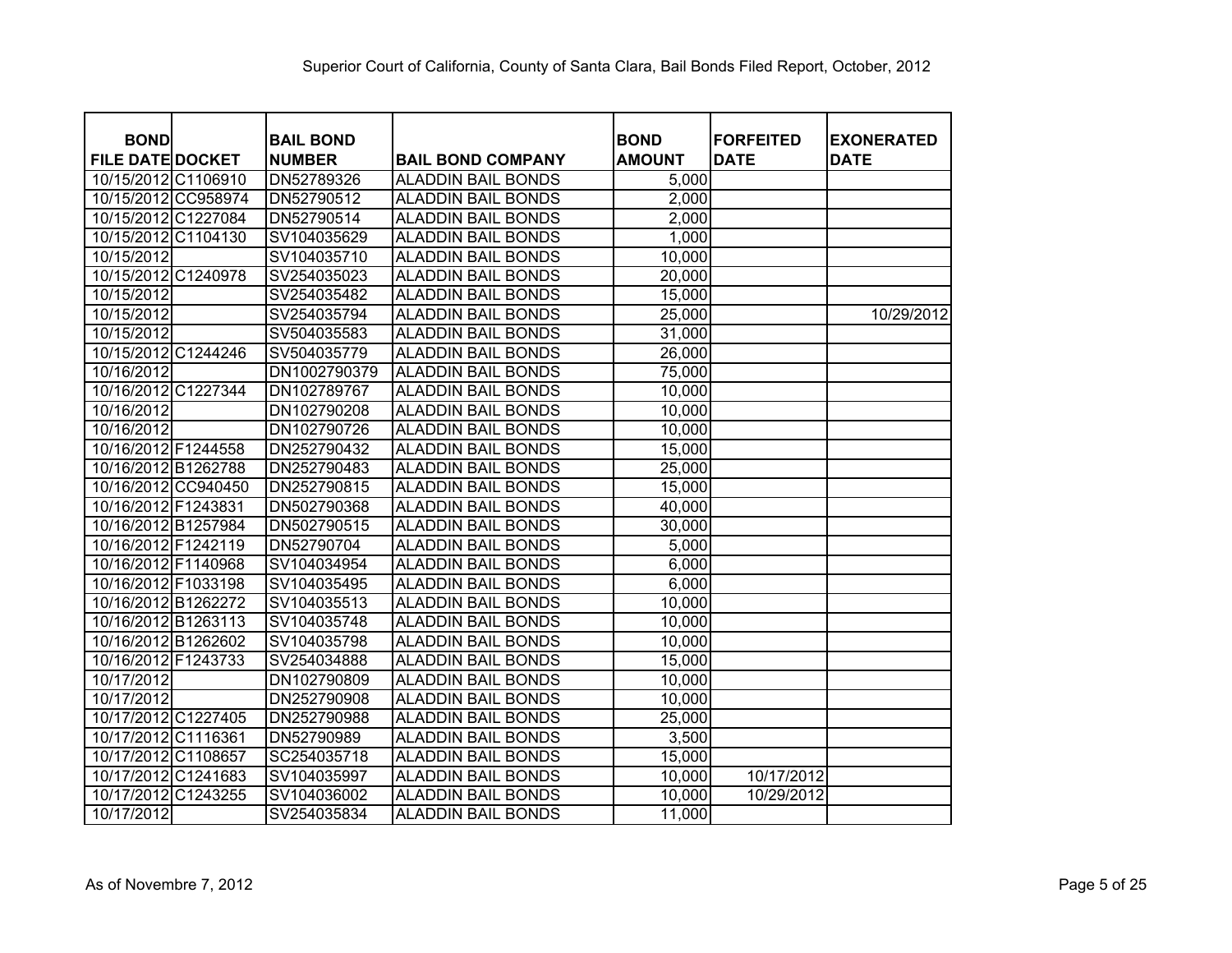Superior Court of California, County of Santa Clara, Bail Bonds Filed Report, October, 2012

| BOND FILE DATE | DOCKET | BAIL BOND NUMBER | BAIL BOND COMPANY | BOND AMOUNT | FORFEITED DATE | EXONERATED DATE |
|---|---|---|---|---|---|---|
| 10/15/2012 | C1106910 | DN52789326 | ALADDIN BAIL BONDS | 5,000 | | |
| 10/15/2012 | CC958974 | DN52790512 | ALADDIN BAIL BONDS | 2,000 | | |
| 10/15/2012 | C1227084 | DN52790514 | ALADDIN BAIL BONDS | 2,000 | | |
| 10/15/2012 | C1104130 | SV104035629 | ALADDIN BAIL BONDS | 1,000 | | |
| 10/15/2012 | | SV104035710 | ALADDIN BAIL BONDS | 10,000 | | |
| 10/15/2012 | C1240978 | SV254035023 | ALADDIN BAIL BONDS | 20,000 | | |
| 10/15/2012 | | SV254035482 | ALADDIN BAIL BONDS | 15,000 | | |
| 10/15/2012 | | SV254035794 | ALADDIN BAIL BONDS | 25,000 | | 10/29/2012 |
| 10/15/2012 | | SV504035583 | ALADDIN BAIL BONDS | 31,000 | | |
| 10/15/2012 | C1244246 | SV504035779 | ALADDIN BAIL BONDS | 26,000 | | |
| 10/16/2012 | | DN1002790379 | ALADDIN BAIL BONDS | 75,000 | | |
| 10/16/2012 | C1227344 | DN102789767 | ALADDIN BAIL BONDS | 10,000 | | |
| 10/16/2012 | | DN102790208 | ALADDIN BAIL BONDS | 10,000 | | |
| 10/16/2012 | | DN102790726 | ALADDIN BAIL BONDS | 10,000 | | |
| 10/16/2012 | F1244558 | DN252790432 | ALADDIN BAIL BONDS | 15,000 | | |
| 10/16/2012 | B1262788 | DN252790483 | ALADDIN BAIL BONDS | 25,000 | | |
| 10/16/2012 | CC940450 | DN252790815 | ALADDIN BAIL BONDS | 15,000 | | |
| 10/16/2012 | F1243831 | DN502790368 | ALADDIN BAIL BONDS | 40,000 | | |
| 10/16/2012 | B1257984 | DN502790515 | ALADDIN BAIL BONDS | 30,000 | | |
| 10/16/2012 | F1242119 | DN52790704 | ALADDIN BAIL BONDS | 5,000 | | |
| 10/16/2012 | F1140968 | SV104034954 | ALADDIN BAIL BONDS | 6,000 | | |
| 10/16/2012 | F1033198 | SV104035495 | ALADDIN BAIL BONDS | 6,000 | | |
| 10/16/2012 | B1262272 | SV104035513 | ALADDIN BAIL BONDS | 10,000 | | |
| 10/16/2012 | B1263113 | SV104035748 | ALADDIN BAIL BONDS | 10,000 | | |
| 10/16/2012 | B1262602 | SV104035798 | ALADDIN BAIL BONDS | 10,000 | | |
| 10/16/2012 | F1243733 | SV254034888 | ALADDIN BAIL BONDS | 15,000 | | |
| 10/17/2012 | | DN102790809 | ALADDIN BAIL BONDS | 10,000 | | |
| 10/17/2012 | | DN252790908 | ALADDIN BAIL BONDS | 10,000 | | |
| 10/17/2012 | C1227405 | DN252790988 | ALADDIN BAIL BONDS | 25,000 | | |
| 10/17/2012 | C1116361 | DN52790989 | ALADDIN BAIL BONDS | 3,500 | | |
| 10/17/2012 | C1108657 | SC254035718 | ALADDIN BAIL BONDS | 15,000 | | |
| 10/17/2012 | C1241683 | SV104035997 | ALADDIN BAIL BONDS | 10,000 | 10/17/2012 | |
| 10/17/2012 | C1243255 | SV104036002 | ALADDIN BAIL BONDS | 10,000 | 10/29/2012 | |
| 10/17/2012 | | SV254035834 | ALADDIN BAIL BONDS | 11,000 | | |

As of Novembre 7, 2012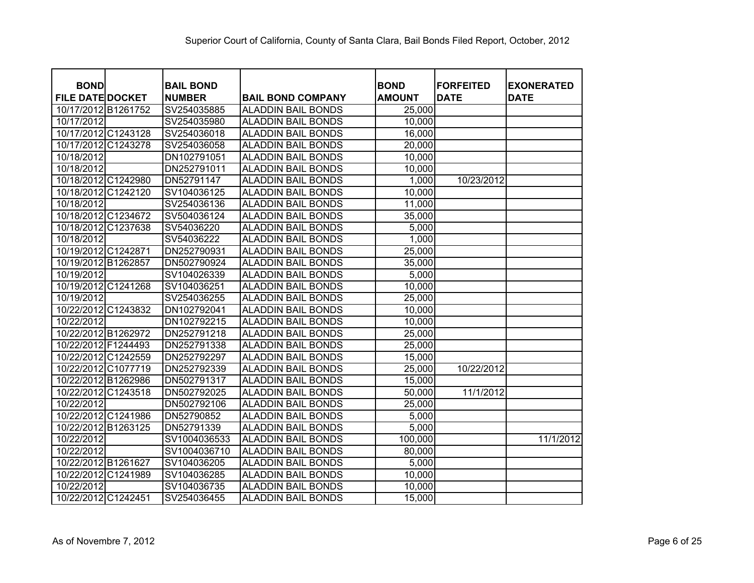Superior Court of California, County of Santa Clara, Bail Bonds Filed Report, October, 2012

| BOND FILE DATE | DOCKET | BAIL BOND NUMBER | BAIL BOND COMPANY | BOND AMOUNT | FORFEITED DATE | EXONERATED DATE |
|---|---|---|---|---|---|---|
| 10/17/2012 | B1261752 | SV254035885 | ALADDIN BAIL BONDS | 25,000 | | |
| 10/17/2012 | | SV254035980 | ALADDIN BAIL BONDS | 10,000 | | |
| 10/17/2012 | C1243128 | SV254036018 | ALADDIN BAIL BONDS | 16,000 | | |
| 10/17/2012 | C1243278 | SV254036058 | ALADDIN BAIL BONDS | 20,000 | | |
| 10/18/2012 | | DN102791051 | ALADDIN BAIL BONDS | 10,000 | | |
| 10/18/2012 | | DN252791011 | ALADDIN BAIL BONDS | 10,000 | | |
| 10/18/2012 | C1242980 | DN52791147 | ALADDIN BAIL BONDS | 1,000 | 10/23/2012 | |
| 10/18/2012 | C1242120 | SV104036125 | ALADDIN BAIL BONDS | 10,000 | | |
| 10/18/2012 | | SV254036136 | ALADDIN BAIL BONDS | 11,000 | | |
| 10/18/2012 | C1234672 | SV504036124 | ALADDIN BAIL BONDS | 35,000 | | |
| 10/18/2012 | C1237638 | SV54036220 | ALADDIN BAIL BONDS | 5,000 | | |
| 10/18/2012 | | SV54036222 | ALADDIN BAIL BONDS | 1,000 | | |
| 10/19/2012 | C1242871 | DN252790931 | ALADDIN BAIL BONDS | 25,000 | | |
| 10/19/2012 | B1262857 | DN502790924 | ALADDIN BAIL BONDS | 35,000 | | |
| 10/19/2012 | | SV104026339 | ALADDIN BAIL BONDS | 5,000 | | |
| 10/19/2012 | C1241268 | SV104036251 | ALADDIN BAIL BONDS | 10,000 | | |
| 10/19/2012 | | SV254036255 | ALADDIN BAIL BONDS | 25,000 | | |
| 10/22/2012 | C1243832 | DN102792041 | ALADDIN BAIL BONDS | 10,000 | | |
| 10/22/2012 | | DN102792215 | ALADDIN BAIL BONDS | 10,000 | | |
| 10/22/2012 | B1262972 | DN252791218 | ALADDIN BAIL BONDS | 25,000 | | |
| 10/22/2012 | F1244493 | DN252791338 | ALADDIN BAIL BONDS | 25,000 | | |
| 10/22/2012 | C1242559 | DN252792297 | ALADDIN BAIL BONDS | 15,000 | | |
| 10/22/2012 | C1077719 | DN252792339 | ALADDIN BAIL BONDS | 25,000 | 10/22/2012 | |
| 10/22/2012 | B1262986 | DN502791317 | ALADDIN BAIL BONDS | 15,000 | | |
| 10/22/2012 | C1243518 | DN502792025 | ALADDIN BAIL BONDS | 50,000 | 11/1/2012 | |
| 10/22/2012 | | DN502792106 | ALADDIN BAIL BONDS | 25,000 | | |
| 10/22/2012 | C1241986 | DN52790852 | ALADDIN BAIL BONDS | 5,000 | | |
| 10/22/2012 | B1263125 | DN52791339 | ALADDIN BAIL BONDS | 5,000 | | |
| 10/22/2012 | | SV1004036533 | ALADDIN BAIL BONDS | 100,000 | | 11/1/2012 |
| 10/22/2012 | | SV1004036710 | ALADDIN BAIL BONDS | 80,000 | | |
| 10/22/2012 | B1261627 | SV104036205 | ALADDIN BAIL BONDS | 5,000 | | |
| 10/22/2012 | C1241989 | SV104036285 | ALADDIN BAIL BONDS | 10,000 | | |
| 10/22/2012 | | SV104036735 | ALADDIN BAIL BONDS | 10,000 | | |
| 10/22/2012 | C1242451 | SV254036455 | ALADDIN BAIL BONDS | 15,000 | | |

As of Novembre 7, 2012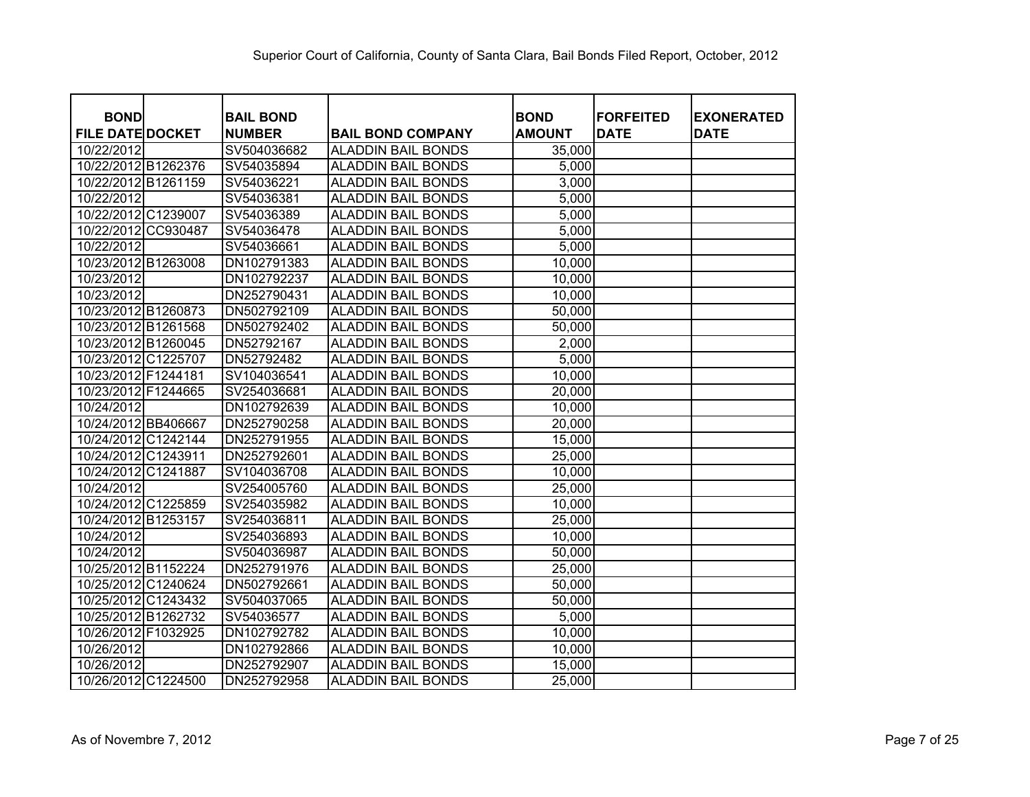Superior Court of California, County of Santa Clara, Bail Bonds Filed Report, October, 2012

| BOND FILE DATE | DOCKET | BAIL BOND NUMBER | BAIL BOND COMPANY | BOND AMOUNT | FORFEITED DATE | EXONERATED DATE |
|---|---|---|---|---|---|---|
| 10/22/2012 | | SV504036682 | ALADDIN BAIL BONDS | 35,000 | | |
| 10/22/2012 | B1262376 | SV54035894 | ALADDIN BAIL BONDS | 5,000 | | |
| 10/22/2012 | B1261159 | SV54036221 | ALADDIN BAIL BONDS | 3,000 | | |
| 10/22/2012 | | SV54036381 | ALADDIN BAIL BONDS | 5,000 | | |
| 10/22/2012 | C1239007 | SV54036389 | ALADDIN BAIL BONDS | 5,000 | | |
| 10/22/2012 | CC930487 | SV54036478 | ALADDIN BAIL BONDS | 5,000 | | |
| 10/22/2012 | | SV54036661 | ALADDIN BAIL BONDS | 5,000 | | |
| 10/23/2012 | B1263008 | DN102791383 | ALADDIN BAIL BONDS | 10,000 | | |
| 10/23/2012 | | DN102792237 | ALADDIN BAIL BONDS | 10,000 | | |
| 10/23/2012 | | DN252790431 | ALADDIN BAIL BONDS | 10,000 | | |
| 10/23/2012 | B1260873 | DN502792109 | ALADDIN BAIL BONDS | 50,000 | | |
| 10/23/2012 | B1261568 | DN502792402 | ALADDIN BAIL BONDS | 50,000 | | |
| 10/23/2012 | B1260045 | DN52792167 | ALADDIN BAIL BONDS | 2,000 | | |
| 10/23/2012 | C1225707 | DN52792482 | ALADDIN BAIL BONDS | 5,000 | | |
| 10/23/2012 | F1244181 | SV104036541 | ALADDIN BAIL BONDS | 10,000 | | |
| 10/23/2012 | F1244665 | SV254036681 | ALADDIN BAIL BONDS | 20,000 | | |
| 10/24/2012 | | DN102792639 | ALADDIN BAIL BONDS | 10,000 | | |
| 10/24/2012 | BB406667 | DN252790258 | ALADDIN BAIL BONDS | 20,000 | | |
| 10/24/2012 | C1242144 | DN252791955 | ALADDIN BAIL BONDS | 15,000 | | |
| 10/24/2012 | C1243911 | DN252792601 | ALADDIN BAIL BONDS | 25,000 | | |
| 10/24/2012 | C1241887 | SV104036708 | ALADDIN BAIL BONDS | 10,000 | | |
| 10/24/2012 | | SV254005760 | ALADDIN BAIL BONDS | 25,000 | | |
| 10/24/2012 | C1225859 | SV254035982 | ALADDIN BAIL BONDS | 10,000 | | |
| 10/24/2012 | B1253157 | SV254036811 | ALADDIN BAIL BONDS | 25,000 | | |
| 10/24/2012 | | SV254036893 | ALADDIN BAIL BONDS | 10,000 | | |
| 10/24/2012 | | SV504036987 | ALADDIN BAIL BONDS | 50,000 | | |
| 10/25/2012 | B1152224 | DN252791976 | ALADDIN BAIL BONDS | 25,000 | | |
| 10/25/2012 | C1240624 | DN502792661 | ALADDIN BAIL BONDS | 50,000 | | |
| 10/25/2012 | C1243432 | SV504037065 | ALADDIN BAIL BONDS | 50,000 | | |
| 10/25/2012 | B1262732 | SV54036577 | ALADDIN BAIL BONDS | 5,000 | | |
| 10/26/2012 | F1032925 | DN102792782 | ALADDIN BAIL BONDS | 10,000 | | |
| 10/26/2012 | | DN102792866 | ALADDIN BAIL BONDS | 10,000 | | |
| 10/26/2012 | | DN252792907 | ALADDIN BAIL BONDS | 15,000 | | |
| 10/26/2012 | C1224500 | DN252792958 | ALADDIN BAIL BONDS | 25,000 | | |

As of Novembre 7, 2012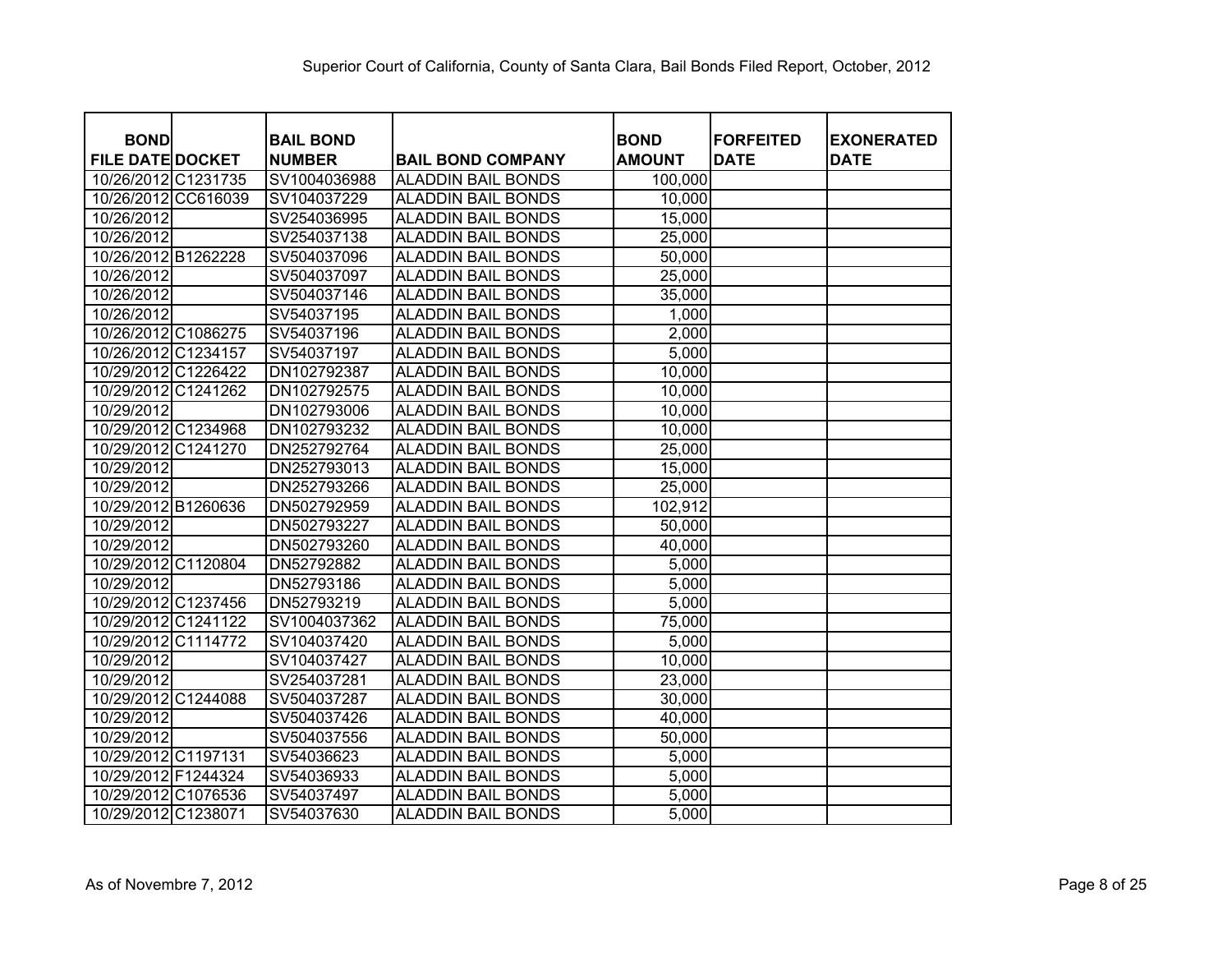Superior Court of California, County of Santa Clara, Bail Bonds Filed Report, October, 2012

| BOND FILE DATE | DOCKET | BAIL BOND NUMBER | BAIL BOND COMPANY | BOND AMOUNT | FORFEITED DATE | EXONERATED DATE |
|---|---|---|---|---|---|---|
| 10/26/2012 | C1231735 | SV1004036988 | ALADDIN BAIL BONDS | 100,000 | | |
| 10/26/2012 | CC616039 | SV104037229 | ALADDIN BAIL BONDS | 10,000 | | |
| 10/26/2012 | | SV254036995 | ALADDIN BAIL BONDS | 15,000 | | |
| 10/26/2012 | | SV254037138 | ALADDIN BAIL BONDS | 25,000 | | |
| 10/26/2012 | B1262228 | SV504037096 | ALADDIN BAIL BONDS | 50,000 | | |
| 10/26/2012 | | SV504037097 | ALADDIN BAIL BONDS | 25,000 | | |
| 10/26/2012 | | SV504037146 | ALADDIN BAIL BONDS | 35,000 | | |
| 10/26/2012 | | SV54037195 | ALADDIN BAIL BONDS | 1,000 | | |
| 10/26/2012 | C1086275 | SV54037196 | ALADDIN BAIL BONDS | 2,000 | | |
| 10/26/2012 | C1234157 | SV54037197 | ALADDIN BAIL BONDS | 5,000 | | |
| 10/29/2012 | C1226422 | DN102792387 | ALADDIN BAIL BONDS | 10,000 | | |
| 10/29/2012 | C1241262 | DN102792575 | ALADDIN BAIL BONDS | 10,000 | | |
| 10/29/2012 | | DN102793006 | ALADDIN BAIL BONDS | 10,000 | | |
| 10/29/2012 | C1234968 | DN102793232 | ALADDIN BAIL BONDS | 10,000 | | |
| 10/29/2012 | C1241270 | DN252792764 | ALADDIN BAIL BONDS | 25,000 | | |
| 10/29/2012 | | DN252793013 | ALADDIN BAIL BONDS | 15,000 | | |
| 10/29/2012 | | DN252793266 | ALADDIN BAIL BONDS | 25,000 | | |
| 10/29/2012 | B1260636 | DN502792959 | ALADDIN BAIL BONDS | 102,912 | | |
| 10/29/2012 | | DN502793227 | ALADDIN BAIL BONDS | 50,000 | | |
| 10/29/2012 | | DN502793260 | ALADDIN BAIL BONDS | 40,000 | | |
| 10/29/2012 | C1120804 | DN52792882 | ALADDIN BAIL BONDS | 5,000 | | |
| 10/29/2012 | | DN52793186 | ALADDIN BAIL BONDS | 5,000 | | |
| 10/29/2012 | C1237456 | DN52793219 | ALADDIN BAIL BONDS | 5,000 | | |
| 10/29/2012 | C1241122 | SV1004037362 | ALADDIN BAIL BONDS | 75,000 | | |
| 10/29/2012 | C1114772 | SV104037420 | ALADDIN BAIL BONDS | 5,000 | | |
| 10/29/2012 | | SV104037427 | ALADDIN BAIL BONDS | 10,000 | | |
| 10/29/2012 | | SV254037281 | ALADDIN BAIL BONDS | 23,000 | | |
| 10/29/2012 | C1244088 | SV504037287 | ALADDIN BAIL BONDS | 30,000 | | |
| 10/29/2012 | | SV504037426 | ALADDIN BAIL BONDS | 40,000 | | |
| 10/29/2012 | | SV504037556 | ALADDIN BAIL BONDS | 50,000 | | |
| 10/29/2012 | C1197131 | SV54036623 | ALADDIN BAIL BONDS | 5,000 | | |
| 10/29/2012 | F1244324 | SV54036933 | ALADDIN BAIL BONDS | 5,000 | | |
| 10/29/2012 | C1076536 | SV54037497 | ALADDIN BAIL BONDS | 5,000 | | |
| 10/29/2012 | C1238071 | SV54037630 | ALADDIN BAIL BONDS | 5,000 | | |

As of Novembre 7, 2012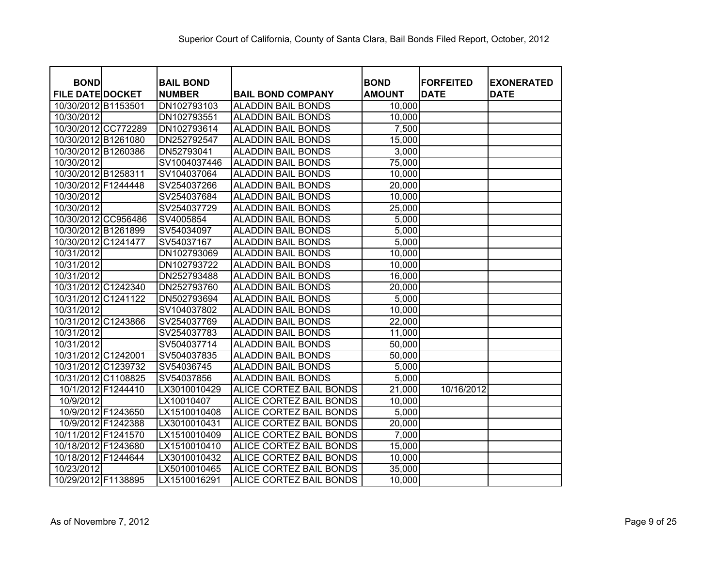Superior Court of California, County of Santa Clara, Bail Bonds Filed Report, October, 2012

| BOND FILE DATE | DOCKET | BAIL BOND NUMBER | BAIL BOND COMPANY | BOND AMOUNT | FORFEITED DATE | EXONERATED DATE |
|---|---|---|---|---|---|---|
| 10/30/2012 | B1153501 | DN102793103 | ALADDIN BAIL BONDS | 10,000 | | |
| 10/30/2012 | | DN102793551 | ALADDIN BAIL BONDS | 10,000 | | |
| 10/30/2012 | CC772289 | DN102793614 | ALADDIN BAIL BONDS | 7,500 | | |
| 10/30/2012 | B1261080 | DN252792547 | ALADDIN BAIL BONDS | 15,000 | | |
| 10/30/2012 | B1260386 | DN52793041 | ALADDIN BAIL BONDS | 3,000 | | |
| 10/30/2012 | | SV1004037446 | ALADDIN BAIL BONDS | 75,000 | | |
| 10/30/2012 | B1258311 | SV104037064 | ALADDIN BAIL BONDS | 10,000 | | |
| 10/30/2012 | F1244448 | SV254037266 | ALADDIN BAIL BONDS | 20,000 | | |
| 10/30/2012 | | SV254037684 | ALADDIN BAIL BONDS | 10,000 | | |
| 10/30/2012 | | SV254037729 | ALADDIN BAIL BONDS | 25,000 | | |
| 10/30/2012 | CC956486 | SV4005854 | ALADDIN BAIL BONDS | 5,000 | | |
| 10/30/2012 | B1261899 | SV54034097 | ALADDIN BAIL BONDS | 5,000 | | |
| 10/30/2012 | C1241477 | SV54037167 | ALADDIN BAIL BONDS | 5,000 | | |
| 10/31/2012 | | DN102793069 | ALADDIN BAIL BONDS | 10,000 | | |
| 10/31/2012 | | DN102793722 | ALADDIN BAIL BONDS | 10,000 | | |
| 10/31/2012 | | DN252793488 | ALADDIN BAIL BONDS | 16,000 | | |
| 10/31/2012 | C1242340 | DN252793760 | ALADDIN BAIL BONDS | 20,000 | | |
| 10/31/2012 | C1241122 | DN502793694 | ALADDIN BAIL BONDS | 5,000 | | |
| 10/31/2012 | | SV104037802 | ALADDIN BAIL BONDS | 10,000 | | |
| 10/31/2012 | C1243866 | SV254037769 | ALADDIN BAIL BONDS | 22,000 | | |
| 10/31/2012 | | SV254037783 | ALADDIN BAIL BONDS | 11,000 | | |
| 10/31/2012 | | SV504037714 | ALADDIN BAIL BONDS | 50,000 | | |
| 10/31/2012 | C1242001 | SV504037835 | ALADDIN BAIL BONDS | 50,000 | | |
| 10/31/2012 | C1239732 | SV54036745 | ALADDIN BAIL BONDS | 5,000 | | |
| 10/31/2012 | C1108825 | SV54037856 | ALADDIN BAIL BONDS | 5,000 | | |
| 10/1/2012 | F1244410 | LX3010010429 | ALICE CORTEZ BAIL BONDS | 21,000 | 10/16/2012 | |
| 10/9/2012 | | LX10010407 | ALICE CORTEZ BAIL BONDS | 10,000 | | |
| 10/9/2012 | F1243650 | LX1510010408 | ALICE CORTEZ BAIL BONDS | 5,000 | | |
| 10/9/2012 | F1242388 | LX3010010431 | ALICE CORTEZ BAIL BONDS | 20,000 | | |
| 10/11/2012 | F1241570 | LX1510010409 | ALICE CORTEZ BAIL BONDS | 7,000 | | |
| 10/18/2012 | F1243680 | LX1510010410 | ALICE CORTEZ BAIL BONDS | 15,000 | | |
| 10/18/2012 | F1244644 | LX3010010432 | ALICE CORTEZ BAIL BONDS | 10,000 | | |
| 10/23/2012 | | LX5010010465 | ALICE CORTEZ BAIL BONDS | 35,000 | | |
| 10/29/2012 | F1138895 | LX1510016291 | ALICE CORTEZ BAIL BONDS | 10,000 | | |

As of Novembre 7, 2012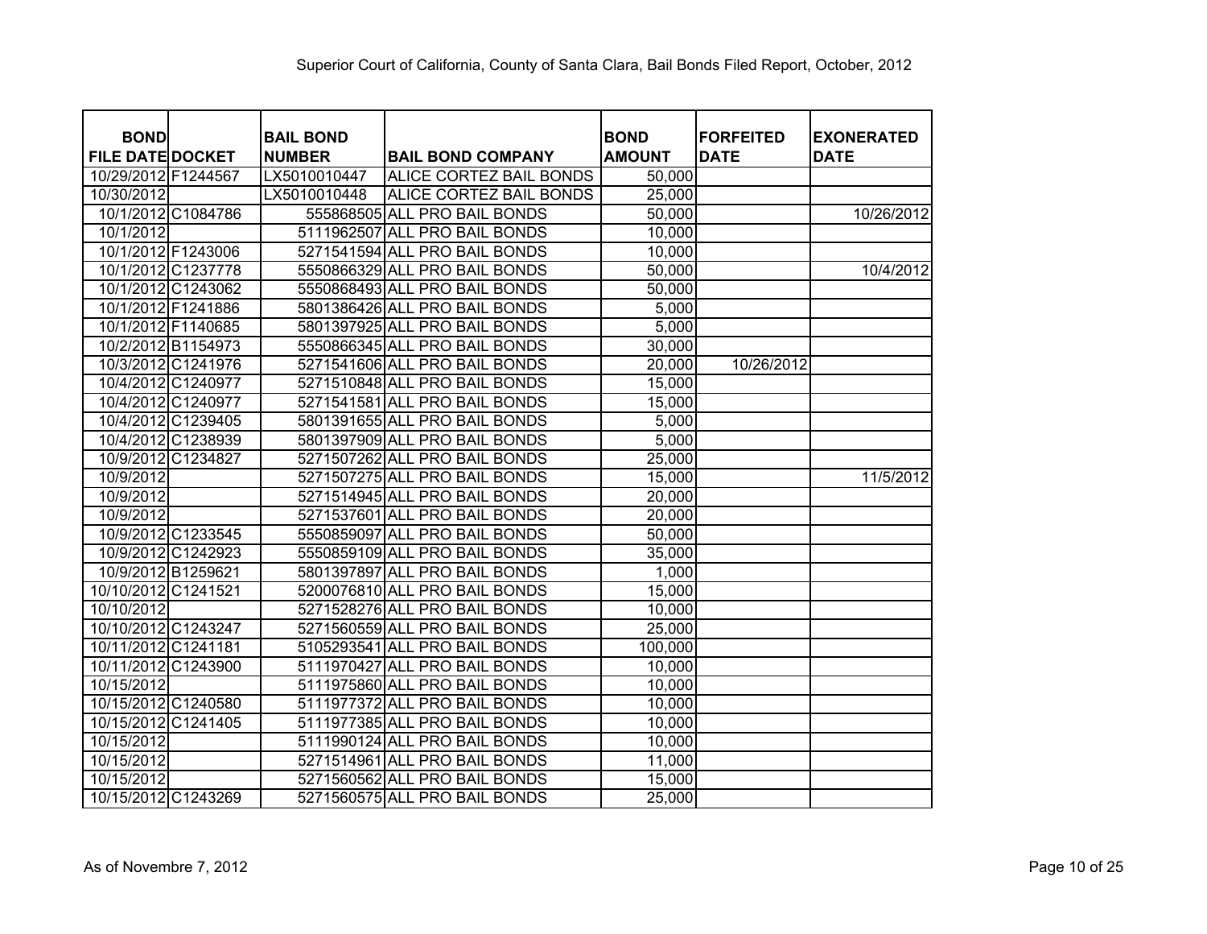Superior Court of California, County of Santa Clara, Bail Bonds Filed Report, October, 2012

| BOND FILE DATE | DOCKET | BAIL BOND NUMBER | BAIL BOND COMPANY | BOND AMOUNT | FORFEITED DATE | EXONERATED DATE |
|---|---|---|---|---|---|---|
| 10/29/2012 | F1244567 | LX5010010447 | ALICE CORTEZ BAIL BONDS | 50,000 | | |
| 10/30/2012 | | LX5010010448 | ALICE CORTEZ BAIL BONDS | 25,000 | | |
| 10/1/2012 | C1084786 | 555868505 | ALL PRO BAIL BONDS | 50,000 | | 10/26/2012 |
| 10/1/2012 | | 5111962507 | ALL PRO BAIL BONDS | 10,000 | | |
| 10/1/2012 | F1243006 | 5271541594 | ALL PRO BAIL BONDS | 10,000 | | |
| 10/1/2012 | C1237778 | 5550866329 | ALL PRO BAIL BONDS | 50,000 | | 10/4/2012 |
| 10/1/2012 | C1243062 | 5550868493 | ALL PRO BAIL BONDS | 50,000 | | |
| 10/1/2012 | F1241886 | 5801386426 | ALL PRO BAIL BONDS | 5,000 | | |
| 10/1/2012 | F1140685 | 5801397925 | ALL PRO BAIL BONDS | 5,000 | | |
| 10/2/2012 | B1154973 | 5550866345 | ALL PRO BAIL BONDS | 30,000 | | |
| 10/3/2012 | C1241976 | 5271541606 | ALL PRO BAIL BONDS | 20,000 | 10/26/2012 | |
| 10/4/2012 | C1240977 | 5271510848 | ALL PRO BAIL BONDS | 15,000 | | |
| 10/4/2012 | C1240977 | 5271541581 | ALL PRO BAIL BONDS | 15,000 | | |
| 10/4/2012 | C1239405 | 5801391655 | ALL PRO BAIL BONDS | 5,000 | | |
| 10/4/2012 | C1238939 | 5801397909 | ALL PRO BAIL BONDS | 5,000 | | |
| 10/9/2012 | C1234827 | 5271507262 | ALL PRO BAIL BONDS | 25,000 | | |
| 10/9/2012 | | 5271507275 | ALL PRO BAIL BONDS | 15,000 | | 11/5/2012 |
| 10/9/2012 | | 5271514945 | ALL PRO BAIL BONDS | 20,000 | | |
| 10/9/2012 | | 5271537601 | ALL PRO BAIL BONDS | 20,000 | | |
| 10/9/2012 | C1233545 | 5550859097 | ALL PRO BAIL BONDS | 50,000 | | |
| 10/9/2012 | C1242923 | 5550859109 | ALL PRO BAIL BONDS | 35,000 | | |
| 10/9/2012 | B1259621 | 5801397897 | ALL PRO BAIL BONDS | 1,000 | | |
| 10/10/2012 | C1241521 | 5200076810 | ALL PRO BAIL BONDS | 15,000 | | |
| 10/10/2012 | | 5271528276 | ALL PRO BAIL BONDS | 10,000 | | |
| 10/10/2012 | C1243247 | 5271560559 | ALL PRO BAIL BONDS | 25,000 | | |
| 10/11/2012 | C1241181 | 5105293541 | ALL PRO BAIL BONDS | 100,000 | | |
| 10/11/2012 | C1243900 | 5111970427 | ALL PRO BAIL BONDS | 10,000 | | |
| 10/15/2012 | | 5111975860 | ALL PRO BAIL BONDS | 10,000 | | |
| 10/15/2012 | C1240580 | 5111977372 | ALL PRO BAIL BONDS | 10,000 | | |
| 10/15/2012 | C1241405 | 5111977385 | ALL PRO BAIL BONDS | 10,000 | | |
| 10/15/2012 | | 5111990124 | ALL PRO BAIL BONDS | 10,000 | | |
| 10/15/2012 | | 5271514961 | ALL PRO BAIL BONDS | 11,000 | | |
| 10/15/2012 | | 5271560562 | ALL PRO BAIL BONDS | 15,000 | | |
| 10/15/2012 | C1243269 | 5271560575 | ALL PRO BAIL BONDS | 25,000 | | |

As of Novembre 7, 2012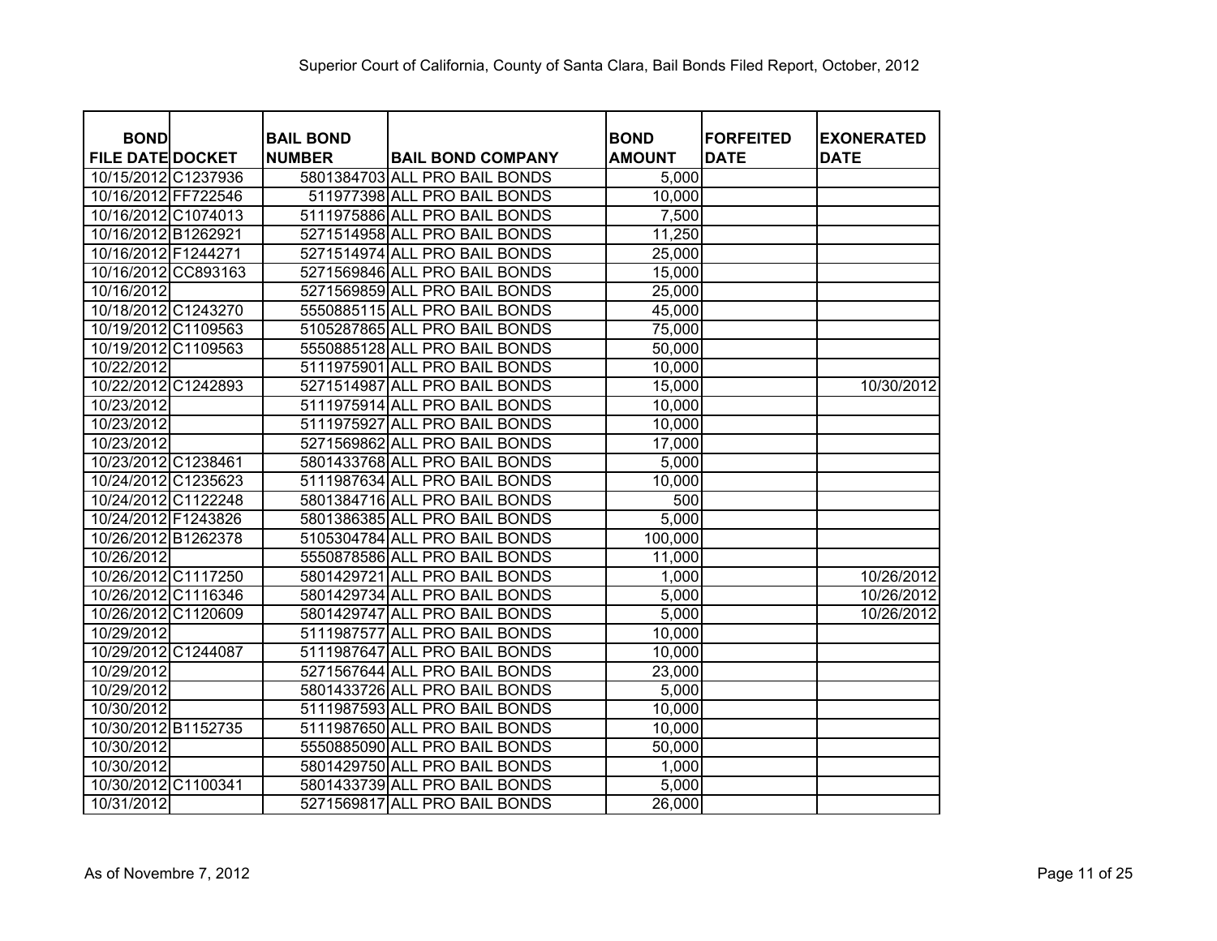Superior Court of California, County of Santa Clara, Bail Bonds Filed Report, October, 2012

| BOND FILE DATE | DOCKET | BAIL BOND NUMBER | BAIL BOND COMPANY | BOND AMOUNT | FORFEITED DATE | EXONERATED DATE |
|---|---|---|---|---|---|---|
| 10/15/2012 | C1237936 | 5801384703 | ALL PRO BAIL BONDS | 5,000 | | |
| 10/16/2012 | FF722546 | 511977398 | ALL PRO BAIL BONDS | 10,000 | | |
| 10/16/2012 | C1074013 | 5111975886 | ALL PRO BAIL BONDS | 7,500 | | |
| 10/16/2012 | B1262921 | 5271514958 | ALL PRO BAIL BONDS | 11,250 | | |
| 10/16/2012 | F1244271 | 5271514974 | ALL PRO BAIL BONDS | 25,000 | | |
| 10/16/2012 | CC893163 | 5271569846 | ALL PRO BAIL BONDS | 15,000 | | |
| 10/16/2012 | | 5271569859 | ALL PRO BAIL BONDS | 25,000 | | |
| 10/18/2012 | C1243270 | 5550885115 | ALL PRO BAIL BONDS | 45,000 | | |
| 10/19/2012 | C1109563 | 5105287865 | ALL PRO BAIL BONDS | 75,000 | | |
| 10/19/2012 | C1109563 | 5550885128 | ALL PRO BAIL BONDS | 50,000 | | |
| 10/22/2012 | | 5111975901 | ALL PRO BAIL BONDS | 10,000 | | |
| 10/22/2012 | C1242893 | 5271514987 | ALL PRO BAIL BONDS | 15,000 | | 10/30/2012 |
| 10/23/2012 | | 5111975914 | ALL PRO BAIL BONDS | 10,000 | | |
| 10/23/2012 | | 5111975927 | ALL PRO BAIL BONDS | 10,000 | | |
| 10/23/2012 | | 5271569862 | ALL PRO BAIL BONDS | 17,000 | | |
| 10/23/2012 | C1238461 | 5801433768 | ALL PRO BAIL BONDS | 5,000 | | |
| 10/24/2012 | C1235623 | 5111987634 | ALL PRO BAIL BONDS | 10,000 | | |
| 10/24/2012 | C1122248 | 5801384716 | ALL PRO BAIL BONDS | 500 | | |
| 10/24/2012 | F1243826 | 5801386385 | ALL PRO BAIL BONDS | 5,000 | | |
| 10/26/2012 | B1262378 | 5105304784 | ALL PRO BAIL BONDS | 100,000 | | |
| 10/26/2012 | | 5550878586 | ALL PRO BAIL BONDS | 11,000 | | |
| 10/26/2012 | C1117250 | 5801429721 | ALL PRO BAIL BONDS | 1,000 | | 10/26/2012 |
| 10/26/2012 | C1116346 | 5801429734 | ALL PRO BAIL BONDS | 5,000 | | 10/26/2012 |
| 10/26/2012 | C1120609 | 5801429747 | ALL PRO BAIL BONDS | 5,000 | | 10/26/2012 |
| 10/29/2012 | | 5111987577 | ALL PRO BAIL BONDS | 10,000 | | |
| 10/29/2012 | C1244087 | 5111987647 | ALL PRO BAIL BONDS | 10,000 | | |
| 10/29/2012 | | 5271567644 | ALL PRO BAIL BONDS | 23,000 | | |
| 10/29/2012 | | 5801433726 | ALL PRO BAIL BONDS | 5,000 | | |
| 10/30/2012 | | 5111987593 | ALL PRO BAIL BONDS | 10,000 | | |
| 10/30/2012 | B1152735 | 5111987650 | ALL PRO BAIL BONDS | 10,000 | | |
| 10/30/2012 | | 5550885090 | ALL PRO BAIL BONDS | 50,000 | | |
| 10/30/2012 | | 5801429750 | ALL PRO BAIL BONDS | 1,000 | | |
| 10/30/2012 | C1100341 | 5801433739 | ALL PRO BAIL BONDS | 5,000 | | |
| 10/31/2012 | | 5271569817 | ALL PRO BAIL BONDS | 26,000 | | |

As of Novembre 7, 2012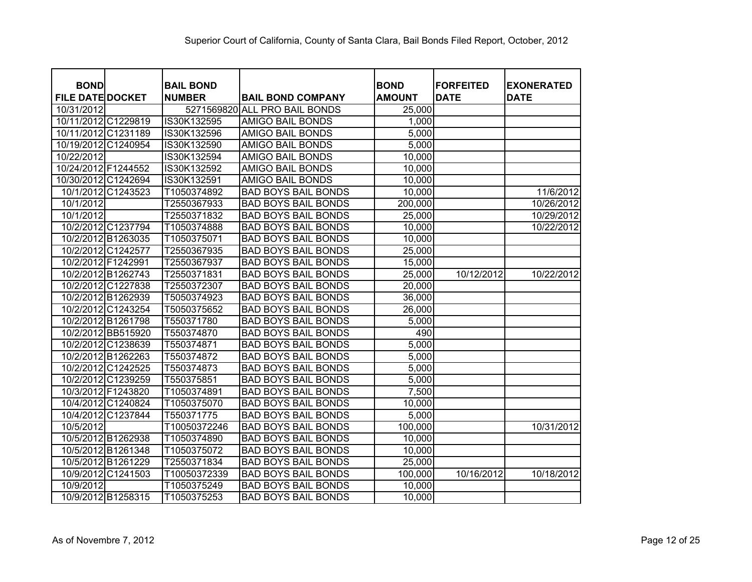Superior Court of California, County of Santa Clara, Bail Bonds Filed Report, October, 2012

| BOND FILE DATE | DOCKET | BAIL BOND NUMBER | BAIL BOND COMPANY | BOND AMOUNT | FORFEITED DATE | EXONERATED DATE |
|---|---|---|---|---|---|---|
| 10/31/2012 | | 5271569820 | ALL PRO BAIL BONDS | 25,000 | | |
| 10/11/2012 | C1229819 | IS30K132595 | AMIGO BAIL BONDS | 1,000 | | |
| 10/11/2012 | C1231189 | IS30K132596 | AMIGO BAIL BONDS | 5,000 | | |
| 10/19/2012 | C1240954 | IS30K132590 | AMIGO BAIL BONDS | 5,000 | | |
| 10/22/2012 | | IS30K132594 | AMIGO BAIL BONDS | 10,000 | | |
| 10/24/2012 | F1244552 | IS30K132592 | AMIGO BAIL BONDS | 10,000 | | |
| 10/30/2012 | C1242694 | IS30K132591 | AMIGO BAIL BONDS | 10,000 | | |
| 10/1/2012 | C1243523 | T1050374892 | BAD BOYS BAIL BONDS | 10,000 | | 11/6/2012 |
| 10/1/2012 | | T2550367933 | BAD BOYS BAIL BONDS | 200,000 | | 10/26/2012 |
| 10/1/2012 | | T2550371832 | BAD BOYS BAIL BONDS | 25,000 | | 10/29/2012 |
| 10/2/2012 | C1237794 | T1050374888 | BAD BOYS BAIL BONDS | 10,000 | | 10/22/2012 |
| 10/2/2012 | B1263035 | T1050375071 | BAD BOYS BAIL BONDS | 10,000 | | |
| 10/2/2012 | C1242577 | T2550367935 | BAD BOYS BAIL BONDS | 25,000 | | |
| 10/2/2012 | F1242991 | T2550367937 | BAD BOYS BAIL BONDS | 15,000 | | |
| 10/2/2012 | B1262743 | T2550371831 | BAD BOYS BAIL BONDS | 25,000 | 10/12/2012 | 10/22/2012 |
| 10/2/2012 | C1227838 | T2550372307 | BAD BOYS BAIL BONDS | 20,000 | | |
| 10/2/2012 | B1262939 | T5050374923 | BAD BOYS BAIL BONDS | 36,000 | | |
| 10/2/2012 | C1243254 | T5050375652 | BAD BOYS BAIL BONDS | 26,000 | | |
| 10/2/2012 | B1261798 | T550371780 | BAD BOYS BAIL BONDS | 5,000 | | |
| 10/2/2012 | BB515920 | T550374870 | BAD BOYS BAIL BONDS | 490 | | |
| 10/2/2012 | C1238639 | T550374871 | BAD BOYS BAIL BONDS | 5,000 | | |
| 10/2/2012 | B1262263 | T550374872 | BAD BOYS BAIL BONDS | 5,000 | | |
| 10/2/2012 | C1242525 | T550374873 | BAD BOYS BAIL BONDS | 5,000 | | |
| 10/2/2012 | C1239259 | T550375851 | BAD BOYS BAIL BONDS | 5,000 | | |
| 10/3/2012 | F1243820 | T1050374891 | BAD BOYS BAIL BONDS | 7,500 | | |
| 10/4/2012 | C1240824 | T1050375070 | BAD BOYS BAIL BONDS | 10,000 | | |
| 10/4/2012 | C1237844 | T550371775 | BAD BOYS BAIL BONDS | 5,000 | | |
| 10/5/2012 | | T10050372246 | BAD BOYS BAIL BONDS | 100,000 | | 10/31/2012 |
| 10/5/2012 | B1262938 | T1050374890 | BAD BOYS BAIL BONDS | 10,000 | | |
| 10/5/2012 | B1261348 | T1050375072 | BAD BOYS BAIL BONDS | 10,000 | | |
| 10/5/2012 | B1261229 | T2550371834 | BAD BOYS BAIL BONDS | 25,000 | | |
| 10/9/2012 | C1241503 | T10050372339 | BAD BOYS BAIL BONDS | 100,000 | 10/16/2012 | 10/18/2012 |
| 10/9/2012 | | T1050375249 | BAD BOYS BAIL BONDS | 10,000 | | |
| 10/9/2012 | B1258315 | T1050375253 | BAD BOYS BAIL BONDS | 10,000 | | |

As of Novembre 7, 2012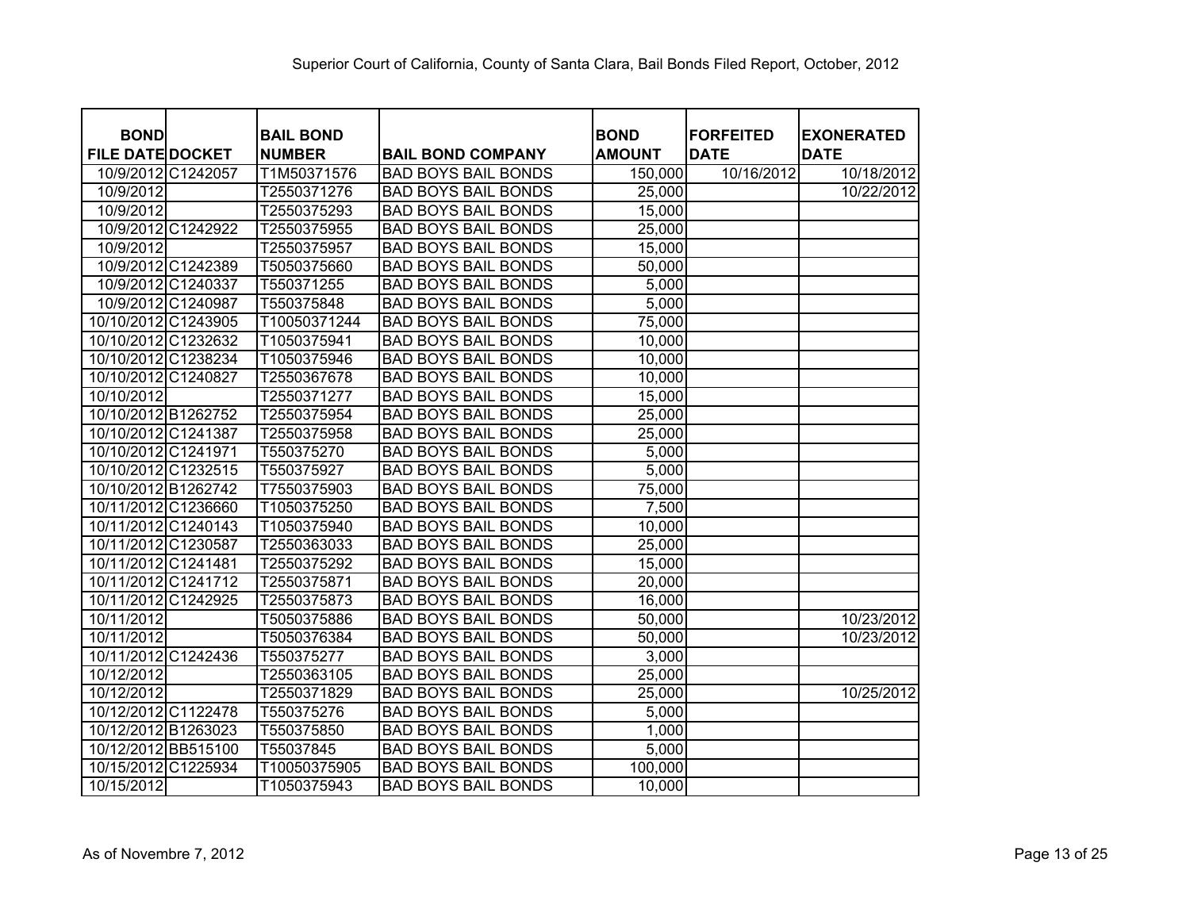Superior Court of California, County of Santa Clara, Bail Bonds Filed Report, October, 2012

| BOND FILE DATE | DOCKET | BAIL BOND NUMBER | BAIL BOND COMPANY | BOND AMOUNT | FORFEITED DATE | EXONERATED DATE |
|---|---|---|---|---|---|---|
| 10/9/2012 | C1242057 | T1M50371576 | BAD BOYS BAIL BONDS | 150,000 | 10/16/2012 | 10/18/2012 |
| 10/9/2012 | | T2550371276 | BAD BOYS BAIL BONDS | 25,000 | | 10/22/2012 |
| 10/9/2012 | | T2550375293 | BAD BOYS BAIL BONDS | 15,000 | | |
| 10/9/2012 | C1242922 | T2550375955 | BAD BOYS BAIL BONDS | 25,000 | | |
| 10/9/2012 | | T2550375957 | BAD BOYS BAIL BONDS | 15,000 | | |
| 10/9/2012 | C1242389 | T5050375660 | BAD BOYS BAIL BONDS | 50,000 | | |
| 10/9/2012 | C1240337 | T550371255 | BAD BOYS BAIL BONDS | 5,000 | | |
| 10/9/2012 | C1240987 | T550375848 | BAD BOYS BAIL BONDS | 5,000 | | |
| 10/10/2012 | C1243905 | T10050371244 | BAD BOYS BAIL BONDS | 75,000 | | |
| 10/10/2012 | C1232632 | T1050375941 | BAD BOYS BAIL BONDS | 10,000 | | |
| 10/10/2012 | C1238234 | T1050375946 | BAD BOYS BAIL BONDS | 10,000 | | |
| 10/10/2012 | C1240827 | T2550367678 | BAD BOYS BAIL BONDS | 10,000 | | |
| 10/10/2012 | | T2550371277 | BAD BOYS BAIL BONDS | 15,000 | | |
| 10/10/2012 | B1262752 | T2550375954 | BAD BOYS BAIL BONDS | 25,000 | | |
| 10/10/2012 | C1241387 | T2550375958 | BAD BOYS BAIL BONDS | 25,000 | | |
| 10/10/2012 | C1241971 | T550375270 | BAD BOYS BAIL BONDS | 5,000 | | |
| 10/10/2012 | C1232515 | T550375927 | BAD BOYS BAIL BONDS | 5,000 | | |
| 10/10/2012 | B1262742 | T7550375903 | BAD BOYS BAIL BONDS | 75,000 | | |
| 10/11/2012 | C1236660 | T1050375250 | BAD BOYS BAIL BONDS | 7,500 | | |
| 10/11/2012 | C1240143 | T1050375940 | BAD BOYS BAIL BONDS | 10,000 | | |
| 10/11/2012 | C1230587 | T2550363033 | BAD BOYS BAIL BONDS | 25,000 | | |
| 10/11/2012 | C1241481 | T2550375292 | BAD BOYS BAIL BONDS | 15,000 | | |
| 10/11/2012 | C1241712 | T2550375871 | BAD BOYS BAIL BONDS | 20,000 | | |
| 10/11/2012 | C1242925 | T2550375873 | BAD BOYS BAIL BONDS | 16,000 | | |
| 10/11/2012 | | T5050375886 | BAD BOYS BAIL BONDS | 50,000 | | 10/23/2012 |
| 10/11/2012 | | T5050376384 | BAD BOYS BAIL BONDS | 50,000 | | 10/23/2012 |
| 10/11/2012 | C1242436 | T550375277 | BAD BOYS BAIL BONDS | 3,000 | | |
| 10/12/2012 | | T2550363105 | BAD BOYS BAIL BONDS | 25,000 | | |
| 10/12/2012 | | T2550371829 | BAD BOYS BAIL BONDS | 25,000 | | 10/25/2012 |
| 10/12/2012 | C1122478 | T550375276 | BAD BOYS BAIL BONDS | 5,000 | | |
| 10/12/2012 | B1263023 | T550375850 | BAD BOYS BAIL BONDS | 1,000 | | |
| 10/12/2012 | BB515100 | T55037845 | BAD BOYS BAIL BONDS | 5,000 | | |
| 10/15/2012 | C1225934 | T10050375905 | BAD BOYS BAIL BONDS | 100,000 | | |
| 10/15/2012 | | T1050375943 | BAD BOYS BAIL BONDS | 10,000 | | |

As of Novembre 7, 2012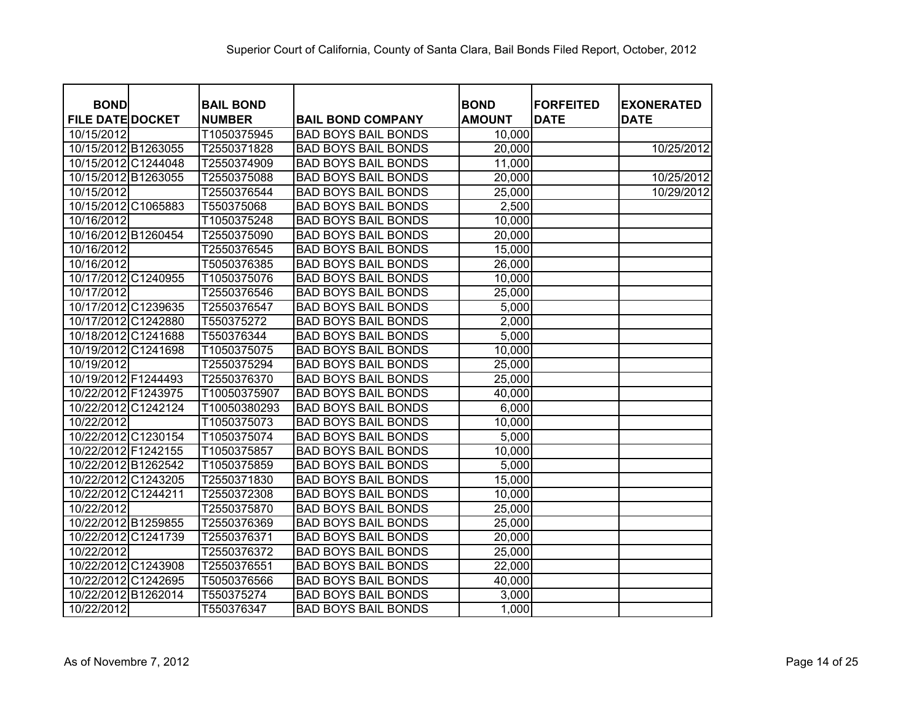Superior Court of California, County of Santa Clara, Bail Bonds Filed Report, October, 2012

| BOND FILE DATE | DOCKET | BAIL BOND NUMBER | BAIL BOND COMPANY | BOND AMOUNT | FORFEITED DATE | EXONERATED DATE |
|---|---|---|---|---|---|---|
| 10/15/2012 | | T1050375945 | BAD BOYS BAIL BONDS | 10,000 | | |
| 10/15/2012 | B1263055 | T2550371828 | BAD BOYS BAIL BONDS | 20,000 | | 10/25/2012 |
| 10/15/2012 | C1244048 | T2550374909 | BAD BOYS BAIL BONDS | 11,000 | | |
| 10/15/2012 | B1263055 | T2550375088 | BAD BOYS BAIL BONDS | 20,000 | | 10/25/2012 |
| 10/15/2012 | | T2550376544 | BAD BOYS BAIL BONDS | 25,000 | | 10/29/2012 |
| 10/15/2012 | C1065883 | T550375068 | BAD BOYS BAIL BONDS | 2,500 | | |
| 10/16/2012 | | T1050375248 | BAD BOYS BAIL BONDS | 10,000 | | |
| 10/16/2012 | B1260454 | T2550375090 | BAD BOYS BAIL BONDS | 20,000 | | |
| 10/16/2012 | | T2550376545 | BAD BOYS BAIL BONDS | 15,000 | | |
| 10/16/2012 | | T5050376385 | BAD BOYS BAIL BONDS | 26,000 | | |
| 10/17/2012 | C1240955 | T1050375076 | BAD BOYS BAIL BONDS | 10,000 | | |
| 10/17/2012 | | T2550376546 | BAD BOYS BAIL BONDS | 25,000 | | |
| 10/17/2012 | C1239635 | T2550376547 | BAD BOYS BAIL BONDS | 5,000 | | |
| 10/17/2012 | C1242880 | T550375272 | BAD BOYS BAIL BONDS | 2,000 | | |
| 10/18/2012 | C1241688 | T550376344 | BAD BOYS BAIL BONDS | 5,000 | | |
| 10/19/2012 | C1241698 | T1050375075 | BAD BOYS BAIL BONDS | 10,000 | | |
| 10/19/2012 | | T2550375294 | BAD BOYS BAIL BONDS | 25,000 | | |
| 10/19/2012 | F1244493 | T2550376370 | BAD BOYS BAIL BONDS | 25,000 | | |
| 10/22/2012 | F1243975 | T10050375907 | BAD BOYS BAIL BONDS | 40,000 | | |
| 10/22/2012 | C1242124 | T10050380293 | BAD BOYS BAIL BONDS | 6,000 | | |
| 10/22/2012 | | T1050375073 | BAD BOYS BAIL BONDS | 10,000 | | |
| 10/22/2012 | C1230154 | T1050375074 | BAD BOYS BAIL BONDS | 5,000 | | |
| 10/22/2012 | F1242155 | T1050375857 | BAD BOYS BAIL BONDS | 10,000 | | |
| 10/22/2012 | B1262542 | T1050375859 | BAD BOYS BAIL BONDS | 5,000 | | |
| 10/22/2012 | C1243205 | T2550371830 | BAD BOYS BAIL BONDS | 15,000 | | |
| 10/22/2012 | C1244211 | T2550372308 | BAD BOYS BAIL BONDS | 10,000 | | |
| 10/22/2012 | | T2550375870 | BAD BOYS BAIL BONDS | 25,000 | | |
| 10/22/2012 | B1259855 | T2550376369 | BAD BOYS BAIL BONDS | 25,000 | | |
| 10/22/2012 | C1241739 | T2550376371 | BAD BOYS BAIL BONDS | 20,000 | | |
| 10/22/2012 | | T2550376372 | BAD BOYS BAIL BONDS | 25,000 | | |
| 10/22/2012 | C1243908 | T2550376551 | BAD BOYS BAIL BONDS | 22,000 | | |
| 10/22/2012 | C1242695 | T5050376566 | BAD BOYS BAIL BONDS | 40,000 | | |
| 10/22/2012 | B1262014 | T550375274 | BAD BOYS BAIL BONDS | 3,000 | | |
| 10/22/2012 | | T550376347 | BAD BOYS BAIL BONDS | 1,000 | | |

As of Novembre 7, 2012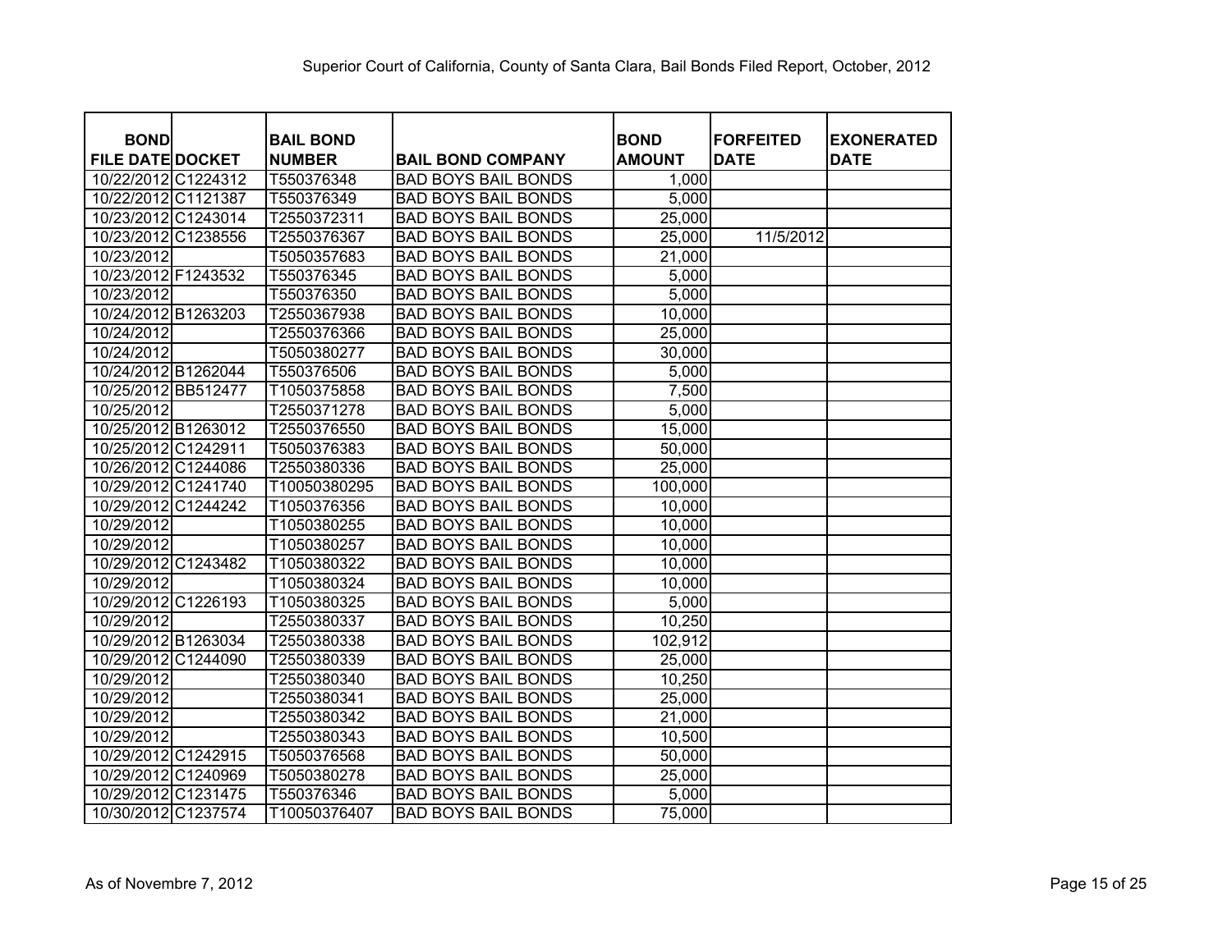Superior Court of California, County of Santa Clara, Bail Bonds Filed Report, October, 2012

| BOND FILE DATE | DOCKET | BAIL BOND NUMBER | BAIL BOND COMPANY | BOND AMOUNT | FORFEITED DATE | EXONERATED DATE |
|---|---|---|---|---|---|---|
| 10/22/2012 | C1224312 | T550376348 | BAD BOYS BAIL BONDS | 1,000 | | |
| 10/22/2012 | C1121387 | T550376349 | BAD BOYS BAIL BONDS | 5,000 | | |
| 10/23/2012 | C1243014 | T2550372311 | BAD BOYS BAIL BONDS | 25,000 | | |
| 10/23/2012 | C1238556 | T2550376367 | BAD BOYS BAIL BONDS | 25,000 | 11/5/2012 | |
| 10/23/2012 | | T5050357683 | BAD BOYS BAIL BONDS | 21,000 | | |
| 10/23/2012 | F1243532 | T550376345 | BAD BOYS BAIL BONDS | 5,000 | | |
| 10/23/2012 | | T550376350 | BAD BOYS BAIL BONDS | 5,000 | | |
| 10/24/2012 | B1263203 | T2550367938 | BAD BOYS BAIL BONDS | 10,000 | | |
| 10/24/2012 | | T2550376366 | BAD BOYS BAIL BONDS | 25,000 | | |
| 10/24/2012 | | T5050380277 | BAD BOYS BAIL BONDS | 30,000 | | |
| 10/24/2012 | B1262044 | T550376506 | BAD BOYS BAIL BONDS | 5,000 | | |
| 10/25/2012 | BB512477 | T1050375858 | BAD BOYS BAIL BONDS | 7,500 | | |
| 10/25/2012 | | T2550371278 | BAD BOYS BAIL BONDS | 5,000 | | |
| 10/25/2012 | B1263012 | T2550376550 | BAD BOYS BAIL BONDS | 15,000 | | |
| 10/25/2012 | C1242911 | T5050376383 | BAD BOYS BAIL BONDS | 50,000 | | |
| 10/26/2012 | C1244086 | T2550380336 | BAD BOYS BAIL BONDS | 25,000 | | |
| 10/29/2012 | C1241740 | T10050380295 | BAD BOYS BAIL BONDS | 100,000 | | |
| 10/29/2012 | C1244242 | T1050376356 | BAD BOYS BAIL BONDS | 10,000 | | |
| 10/29/2012 | | T1050380255 | BAD BOYS BAIL BONDS | 10,000 | | |
| 10/29/2012 | | T1050380257 | BAD BOYS BAIL BONDS | 10,000 | | |
| 10/29/2012 | C1243482 | T1050380322 | BAD BOYS BAIL BONDS | 10,000 | | |
| 10/29/2012 | | T1050380324 | BAD BOYS BAIL BONDS | 10,000 | | |
| 10/29/2012 | C1226193 | T1050380325 | BAD BOYS BAIL BONDS | 5,000 | | |
| 10/29/2012 | | T2550380337 | BAD BOYS BAIL BONDS | 10,250 | | |
| 10/29/2012 | B1263034 | T2550380338 | BAD BOYS BAIL BONDS | 102,912 | | |
| 10/29/2012 | C1244090 | T2550380339 | BAD BOYS BAIL BONDS | 25,000 | | |
| 10/29/2012 | | T2550380340 | BAD BOYS BAIL BONDS | 10,250 | | |
| 10/29/2012 | | T2550380341 | BAD BOYS BAIL BONDS | 25,000 | | |
| 10/29/2012 | | T2550380342 | BAD BOYS BAIL BONDS | 21,000 | | |
| 10/29/2012 | | T2550380343 | BAD BOYS BAIL BONDS | 10,500 | | |
| 10/29/2012 | C1242915 | T5050376568 | BAD BOYS BAIL BONDS | 50,000 | | |
| 10/29/2012 | C1240969 | T5050380278 | BAD BOYS BAIL BONDS | 25,000 | | |
| 10/29/2012 | C1231475 | T550376346 | BAD BOYS BAIL BONDS | 5,000 | | |
| 10/30/2012 | C1237574 | T10050376407 | BAD BOYS BAIL BONDS | 75,000 | | |

As of Novembre 7, 2012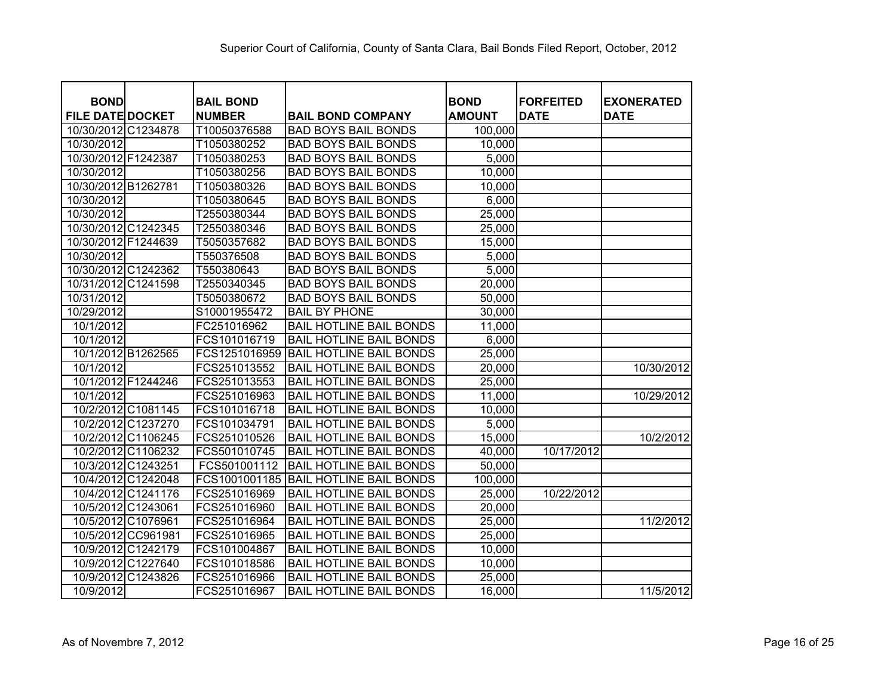Superior Court of California, County of Santa Clara, Bail Bonds Filed Report, October, 2012

| BOND FILE DATE | DOCKET | BAIL BOND NUMBER | BAIL BOND COMPANY | BOND AMOUNT | FORFEITED DATE | EXONERATED DATE |
|---|---|---|---|---|---|---|
| 10/30/2012 | C1234878 | T10050376588 | BAD BOYS BAIL BONDS | 100,000 | | |
| 10/30/2012 | | T1050380252 | BAD BOYS BAIL BONDS | 10,000 | | |
| 10/30/2012 | F1242387 | T1050380253 | BAD BOYS BAIL BONDS | 5,000 | | |
| 10/30/2012 | | T1050380256 | BAD BOYS BAIL BONDS | 10,000 | | |
| 10/30/2012 | B1262781 | T1050380326 | BAD BOYS BAIL BONDS | 10,000 | | |
| 10/30/2012 | | T1050380645 | BAD BOYS BAIL BONDS | 6,000 | | |
| 10/30/2012 | | T2550380344 | BAD BOYS BAIL BONDS | 25,000 | | |
| 10/30/2012 | C1242345 | T2550380346 | BAD BOYS BAIL BONDS | 25,000 | | |
| 10/30/2012 | F1244639 | T5050357682 | BAD BOYS BAIL BONDS | 15,000 | | |
| 10/30/2012 | | T550376508 | BAD BOYS BAIL BONDS | 5,000 | | |
| 10/30/2012 | C1242362 | T550380643 | BAD BOYS BAIL BONDS | 5,000 | | |
| 10/31/2012 | C1241598 | T2550340345 | BAD BOYS BAIL BONDS | 20,000 | | |
| 10/31/2012 | | T5050380672 | BAD BOYS BAIL BONDS | 50,000 | | |
| 10/29/2012 | | S10001955472 | BAIL BY PHONE | 30,000 | | |
| 10/1/2012 | | FC251016962 | BAIL HOTLINE BAIL BONDS | 11,000 | | |
| 10/1/2012 | | FCS101016719 | BAIL HOTLINE BAIL BONDS | 6,000 | | |
| 10/1/2012 | B1262565 | FCS1251016959 | BAIL HOTLINE BAIL BONDS | 25,000 | | |
| 10/1/2012 | | FCS251013552 | BAIL HOTLINE BAIL BONDS | 20,000 | | 10/30/2012 |
| 10/1/2012 | F1244246 | FCS251013553 | BAIL HOTLINE BAIL BONDS | 25,000 | | |
| 10/1/2012 | | FCS251016963 | BAIL HOTLINE BAIL BONDS | 11,000 | | 10/29/2012 |
| 10/2/2012 | C1081145 | FCS101016718 | BAIL HOTLINE BAIL BONDS | 10,000 | | |
| 10/2/2012 | C1237270 | FCS101034791 | BAIL HOTLINE BAIL BONDS | 5,000 | | |
| 10/2/2012 | C1106245 | FCS251010526 | BAIL HOTLINE BAIL BONDS | 15,000 | | 10/2/2012 |
| 10/2/2012 | C1106232 | FCS501010745 | BAIL HOTLINE BAIL BONDS | 40,000 | 10/17/2012 | |
| 10/3/2012 | C1243251 | FCS501001112 | BAIL HOTLINE BAIL BONDS | 50,000 | | |
| 10/4/2012 | C1242048 | FCS1001001185 | BAIL HOTLINE BAIL BONDS | 100,000 | | |
| 10/4/2012 | C1241176 | FCS251016969 | BAIL HOTLINE BAIL BONDS | 25,000 | 10/22/2012 | |
| 10/5/2012 | C1243061 | FCS251016960 | BAIL HOTLINE BAIL BONDS | 20,000 | | |
| 10/5/2012 | C1076961 | FCS251016964 | BAIL HOTLINE BAIL BONDS | 25,000 | | 11/2/2012 |
| 10/5/2012 | CC961981 | FCS251016965 | BAIL HOTLINE BAIL BONDS | 25,000 | | |
| 10/9/2012 | C1242179 | FCS101004867 | BAIL HOTLINE BAIL BONDS | 10,000 | | |
| 10/9/2012 | C1227640 | FCS101018586 | BAIL HOTLINE BAIL BONDS | 10,000 | | |
| 10/9/2012 | C1243826 | FCS251016966 | BAIL HOTLINE BAIL BONDS | 25,000 | | |
| 10/9/2012 | | FCS251016967 | BAIL HOTLINE BAIL BONDS | 16,000 | | 11/5/2012 |

As of Novembre 7, 2012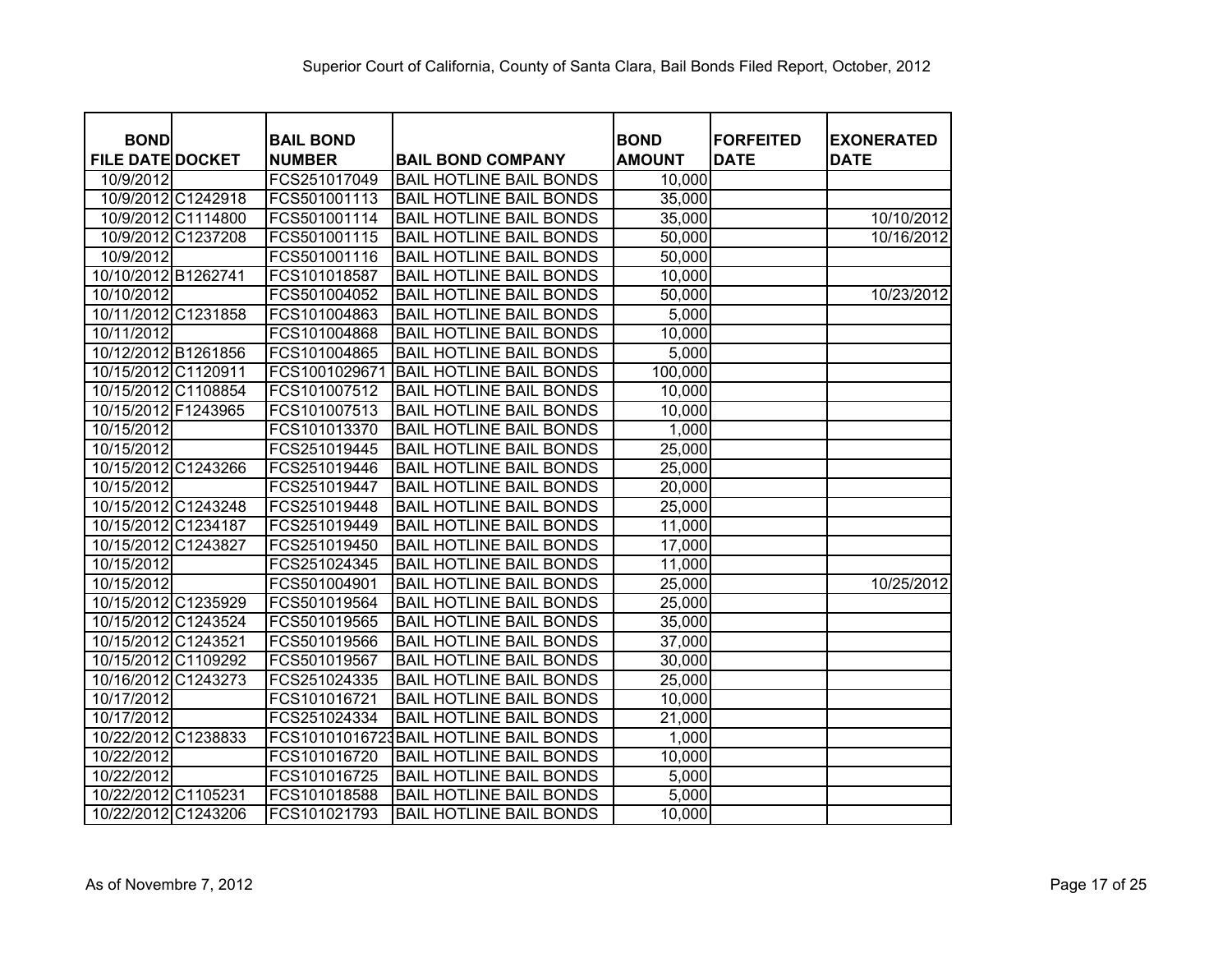Superior Court of California, County of Santa Clara, Bail Bonds Filed Report, October, 2012

| BOND FILE DATE | DOCKET | BAIL BOND NUMBER | BAIL BOND COMPANY | BOND AMOUNT | FORFEITED DATE | EXONERATED DATE |
|---|---|---|---|---|---|---|
| 10/9/2012 | | FCS251017049 | BAIL HOTLINE BAIL BONDS | 10,000 | | |
| 10/9/2012 | C1242918 | FCS501001113 | BAIL HOTLINE BAIL BONDS | 35,000 | | |
| 10/9/2012 | C1114800 | FCS501001114 | BAIL HOTLINE BAIL BONDS | 35,000 | | 10/10/2012 |
| 10/9/2012 | C1237208 | FCS501001115 | BAIL HOTLINE BAIL BONDS | 50,000 | | 10/16/2012 |
| 10/9/2012 | | FCS501001116 | BAIL HOTLINE BAIL BONDS | 50,000 | | |
| 10/10/2012 | B1262741 | FCS101018587 | BAIL HOTLINE BAIL BONDS | 10,000 | | |
| 10/10/2012 | | FCS501004052 | BAIL HOTLINE BAIL BONDS | 50,000 | | 10/23/2012 |
| 10/11/2012 | C1231858 | FCS101004863 | BAIL HOTLINE BAIL BONDS | 5,000 | | |
| 10/11/2012 | | FCS101004868 | BAIL HOTLINE BAIL BONDS | 10,000 | | |
| 10/12/2012 | B1261856 | FCS101004865 | BAIL HOTLINE BAIL BONDS | 5,000 | | |
| 10/15/2012 | C1120911 | FCS1001029671 | BAIL HOTLINE BAIL BONDS | 100,000 | | |
| 10/15/2012 | C1108854 | FCS101007512 | BAIL HOTLINE BAIL BONDS | 10,000 | | |
| 10/15/2012 | F1243965 | FCS101007513 | BAIL HOTLINE BAIL BONDS | 10,000 | | |
| 10/15/2012 | | FCS101013370 | BAIL HOTLINE BAIL BONDS | 1,000 | | |
| 10/15/2012 | | FCS251019445 | BAIL HOTLINE BAIL BONDS | 25,000 | | |
| 10/15/2012 | C1243266 | FCS251019446 | BAIL HOTLINE BAIL BONDS | 25,000 | | |
| 10/15/2012 | | FCS251019447 | BAIL HOTLINE BAIL BONDS | 20,000 | | |
| 10/15/2012 | C1243248 | FCS251019448 | BAIL HOTLINE BAIL BONDS | 25,000 | | |
| 10/15/2012 | C1234187 | FCS251019449 | BAIL HOTLINE BAIL BONDS | 11,000 | | |
| 10/15/2012 | C1243827 | FCS251019450 | BAIL HOTLINE BAIL BONDS | 17,000 | | |
| 10/15/2012 | | FCS251024345 | BAIL HOTLINE BAIL BONDS | 11,000 | | |
| 10/15/2012 | | FCS501004901 | BAIL HOTLINE BAIL BONDS | 25,000 | | 10/25/2012 |
| 10/15/2012 | C1235929 | FCS501019564 | BAIL HOTLINE BAIL BONDS | 25,000 | | |
| 10/15/2012 | C1243524 | FCS501019565 | BAIL HOTLINE BAIL BONDS | 35,000 | | |
| 10/15/2012 | C1243521 | FCS501019566 | BAIL HOTLINE BAIL BONDS | 37,000 | | |
| 10/15/2012 | C1109292 | FCS501019567 | BAIL HOTLINE BAIL BONDS | 30,000 | | |
| 10/16/2012 | C1243273 | FCS251024335 | BAIL HOTLINE BAIL BONDS | 25,000 | | |
| 10/17/2012 | | FCS101016721 | BAIL HOTLINE BAIL BONDS | 10,000 | | |
| 10/17/2012 | | FCS251024334 | BAIL HOTLINE BAIL BONDS | 21,000 | | |
| 10/22/2012 | C1238833 | FCS10101016723 | BAIL HOTLINE BAIL BONDS | 1,000 | | |
| 10/22/2012 | | FCS101016720 | BAIL HOTLINE BAIL BONDS | 10,000 | | |
| 10/22/2012 | | FCS101016725 | BAIL HOTLINE BAIL BONDS | 5,000 | | |
| 10/22/2012 | C1105231 | FCS101018588 | BAIL HOTLINE BAIL BONDS | 5,000 | | |
| 10/22/2012 | C1243206 | FCS101021793 | BAIL HOTLINE BAIL BONDS | 10,000 | | |

As of Novembre 7, 2012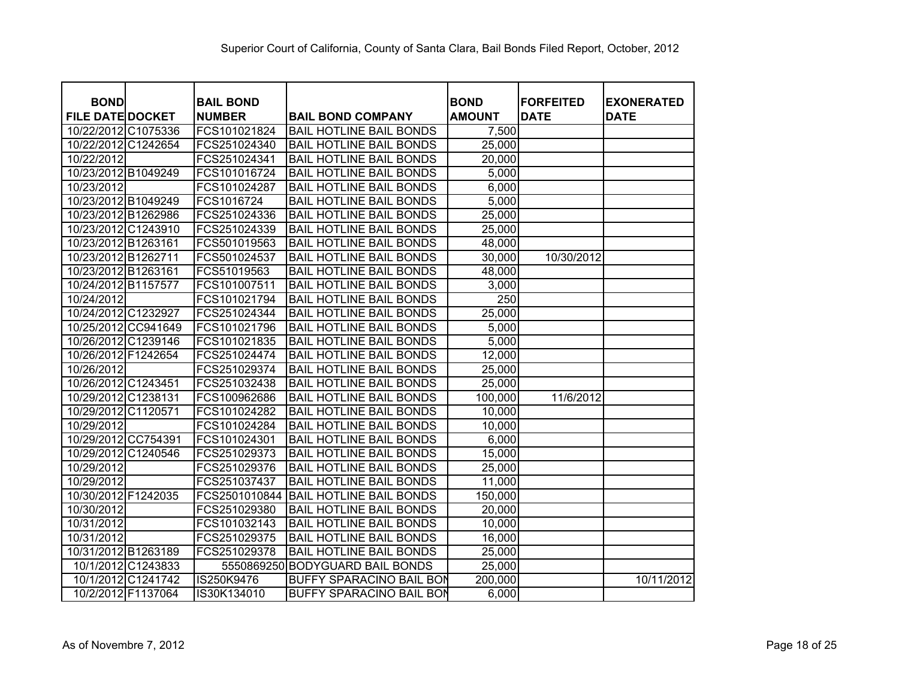Superior Court of California, County of Santa Clara, Bail Bonds Filed Report, October, 2012

| BOND FILE DATE | DOCKET | BAIL BOND NUMBER | BAIL BOND COMPANY | BOND AMOUNT | FORFEITED DATE | EXONERATED DATE |
|---|---|---|---|---|---|---|
| 10/22/2012 | C1075336 | FCS101021824 | BAIL HOTLINE BAIL BONDS | 7,500 | | |
| 10/22/2012 | C1242654 | FCS251024340 | BAIL HOTLINE BAIL BONDS | 25,000 | | |
| 10/22/2012 | | FCS251024341 | BAIL HOTLINE BAIL BONDS | 20,000 | | |
| 10/23/2012 | B1049249 | FCS101016724 | BAIL HOTLINE BAIL BONDS | 5,000 | | |
| 10/23/2012 | | FCS101024287 | BAIL HOTLINE BAIL BONDS | 6,000 | | |
| 10/23/2012 | B1049249 | FCS1016724 | BAIL HOTLINE BAIL BONDS | 5,000 | | |
| 10/23/2012 | B1262986 | FCS251024336 | BAIL HOTLINE BAIL BONDS | 25,000 | | |
| 10/23/2012 | C1243910 | FCS251024339 | BAIL HOTLINE BAIL BONDS | 25,000 | | |
| 10/23/2012 | B1263161 | FCS501019563 | BAIL HOTLINE BAIL BONDS | 48,000 | | |
| 10/23/2012 | B1262711 | FCS501024537 | BAIL HOTLINE BAIL BONDS | 30,000 | 10/30/2012 | |
| 10/23/2012 | B1263161 | FCS51019563 | BAIL HOTLINE BAIL BONDS | 48,000 | | |
| 10/24/2012 | B1157577 | FCS101007511 | BAIL HOTLINE BAIL BONDS | 3,000 | | |
| 10/24/2012 | | FCS101021794 | BAIL HOTLINE BAIL BONDS | 250 | | |
| 10/24/2012 | C1232927 | FCS251024344 | BAIL HOTLINE BAIL BONDS | 25,000 | | |
| 10/25/2012 | CC941649 | FCS101021796 | BAIL HOTLINE BAIL BONDS | 5,000 | | |
| 10/26/2012 | C1239146 | FCS101021835 | BAIL HOTLINE BAIL BONDS | 5,000 | | |
| 10/26/2012 | F1242654 | FCS251024474 | BAIL HOTLINE BAIL BONDS | 12,000 | | |
| 10/26/2012 | | FCS251029374 | BAIL HOTLINE BAIL BONDS | 25,000 | | |
| 10/26/2012 | C1243451 | FCS251032438 | BAIL HOTLINE BAIL BONDS | 25,000 | | |
| 10/29/2012 | C1238131 | FCS100962686 | BAIL HOTLINE BAIL BONDS | 100,000 | 11/6/2012 | |
| 10/29/2012 | C1120571 | FCS101024282 | BAIL HOTLINE BAIL BONDS | 10,000 | | |
| 10/29/2012 | | FCS101024284 | BAIL HOTLINE BAIL BONDS | 10,000 | | |
| 10/29/2012 | CC754391 | FCS101024301 | BAIL HOTLINE BAIL BONDS | 6,000 | | |
| 10/29/2012 | C1240546 | FCS251029373 | BAIL HOTLINE BAIL BONDS | 15,000 | | |
| 10/29/2012 | | FCS251029376 | BAIL HOTLINE BAIL BONDS | 25,000 | | |
| 10/29/2012 | | FCS251037437 | BAIL HOTLINE BAIL BONDS | 11,000 | | |
| 10/30/2012 | F1242035 | FCS2501010844 | BAIL HOTLINE BAIL BONDS | 150,000 | | |
| 10/30/2012 | | FCS251029380 | BAIL HOTLINE BAIL BONDS | 20,000 | | |
| 10/31/2012 | | FCS101032143 | BAIL HOTLINE BAIL BONDS | 10,000 | | |
| 10/31/2012 | | FCS251029375 | BAIL HOTLINE BAIL BONDS | 16,000 | | |
| 10/31/2012 | B1263189 | FCS251029378 | BAIL HOTLINE BAIL BONDS | 25,000 | | |
| 10/1/2012 | C1243833 | 5550869250 | BODYGUARD BAIL BONDS | 25,000 | | |
| 10/1/2012 | C1241742 | IS250K9476 | BUFFY SPARACINO BAIL BON | 200,000 | | 10/11/2012 |
| 10/2/2012 | F1137064 | IS30K134010 | BUFFY SPARACINO BAIL BON | 6,000 | | |

As of Novembre 7, 2012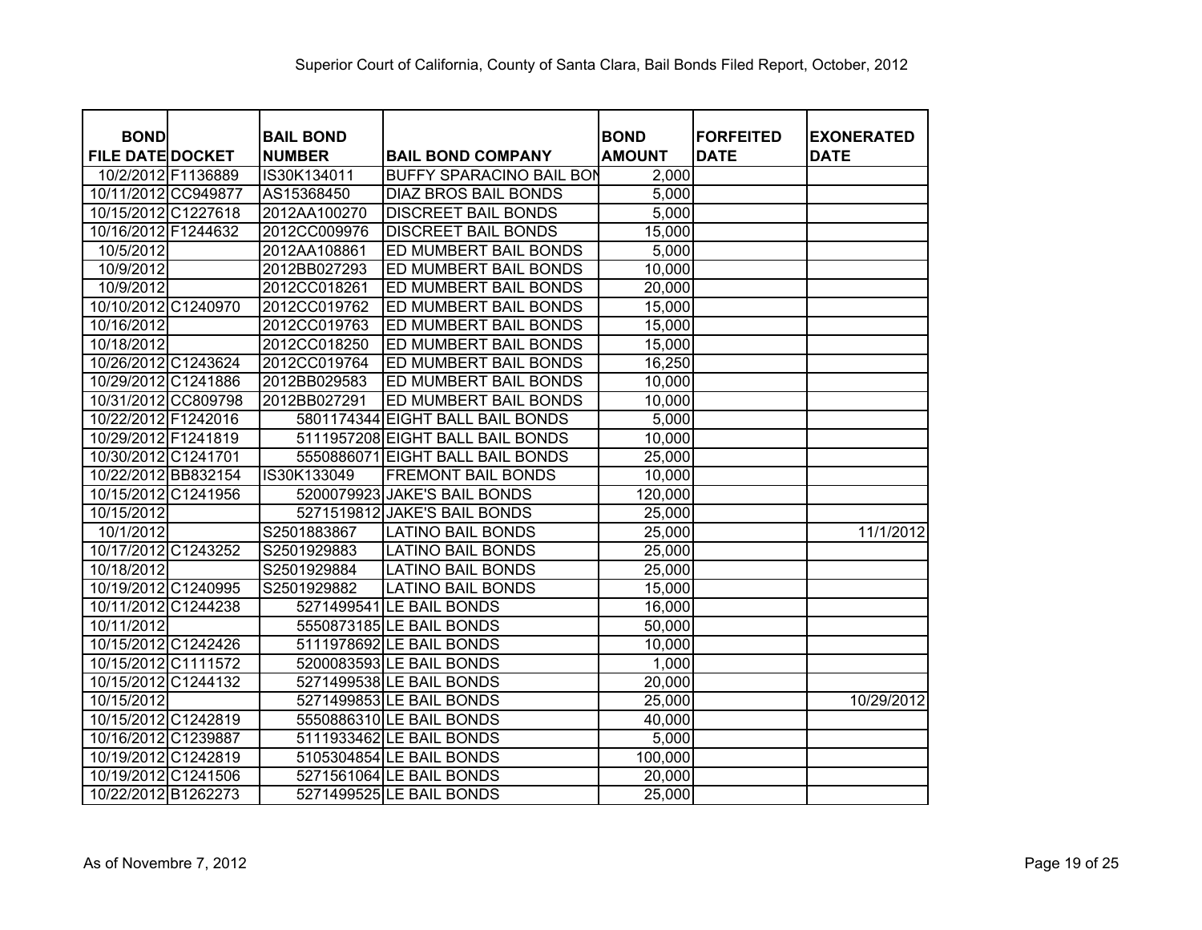Superior Court of California, County of Santa Clara, Bail Bonds Filed Report, October, 2012

| BOND FILE DATE | DOCKET | BAIL BOND NUMBER | BAIL BOND COMPANY | BOND AMOUNT | FORFEITED DATE | EXONERATED DATE |
|---|---|---|---|---|---|---|
| 10/2/2012 | F1136889 | IS30K134011 | BUFFY SPARACINO BAIL BON | 2,000 | | |
| 10/11/2012 | CC949877 | AS15368450 | DIAZ BROS BAIL BONDS | 5,000 | | |
| 10/15/2012 | C1227618 | 2012AA100270 | DISCREET BAIL BONDS | 5,000 | | |
| 10/16/2012 | F1244632 | 2012CC009976 | DISCREET BAIL BONDS | 15,000 | | |
| 10/5/2012 | | 2012AA108861 | ED MUMBERT BAIL BONDS | 5,000 | | |
| 10/9/2012 | | 2012BB027293 | ED MUMBERT BAIL BONDS | 10,000 | | |
| 10/9/2012 | | 2012CC018261 | ED MUMBERT BAIL BONDS | 20,000 | | |
| 10/10/2012 | C1240970 | 2012CC019762 | ED MUMBERT BAIL BONDS | 15,000 | | |
| 10/16/2012 | | 2012CC019763 | ED MUMBERT BAIL BONDS | 15,000 | | |
| 10/18/2012 | | 2012CC018250 | ED MUMBERT BAIL BONDS | 15,000 | | |
| 10/26/2012 | C1243624 | 2012CC019764 | ED MUMBERT BAIL BONDS | 16,250 | | |
| 10/29/2012 | C1241886 | 2012BB029583 | ED MUMBERT BAIL BONDS | 10,000 | | |
| 10/31/2012 | CC809798 | 2012BB027291 | ED MUMBERT BAIL BONDS | 10,000 | | |
| 10/22/2012 | F1242016 | 5801174344 | EIGHT BALL BAIL BONDS | 5,000 | | |
| 10/29/2012 | F1241819 | 5111957208 | EIGHT BALL BAIL BONDS | 10,000 | | |
| 10/30/2012 | C1241701 | 5550886071 | EIGHT BALL BAIL BONDS | 25,000 | | |
| 10/22/2012 | BB832154 | IS30K133049 | FREMONT BAIL BONDS | 10,000 | | |
| 10/15/2012 | C1241956 | 5200079923 | JAKE'S BAIL BONDS | 120,000 | | |
| 10/15/2012 | | 5271519812 | JAKE'S BAIL BONDS | 25,000 | | |
| 10/1/2012 | | S2501883867 | LATINO BAIL BONDS | 25,000 | | 11/1/2012 |
| 10/17/2012 | C1243252 | S2501929883 | LATINO BAIL BONDS | 25,000 | | |
| 10/18/2012 | | S2501929884 | LATINO BAIL BONDS | 25,000 | | |
| 10/19/2012 | C1240995 | S2501929882 | LATINO BAIL BONDS | 15,000 | | |
| 10/11/2012 | C1244238 | 5271499541 | LE BAIL BONDS | 16,000 | | |
| 10/11/2012 | | 5550873185 | LE BAIL BONDS | 50,000 | | |
| 10/15/2012 | C1242426 | 5111978692 | LE BAIL BONDS | 10,000 | | |
| 10/15/2012 | C1111572 | 5200083593 | LE BAIL BONDS | 1,000 | | |
| 10/15/2012 | C1244132 | 5271499538 | LE BAIL BONDS | 20,000 | | |
| 10/15/2012 | | 5271499853 | LE BAIL BONDS | 25,000 | | 10/29/2012 |
| 10/15/2012 | C1242819 | 5550886310 | LE BAIL BONDS | 40,000 | | |
| 10/16/2012 | C1239887 | 5111933462 | LE BAIL BONDS | 5,000 | | |
| 10/19/2012 | C1242819 | 5105304854 | LE BAIL BONDS | 100,000 | | |
| 10/19/2012 | C1241506 | 5271561064 | LE BAIL BONDS | 20,000 | | |
| 10/22/2012 | B1262273 | 5271499525 | LE BAIL BONDS | 25,000 | | |

As of Novembre 7, 2012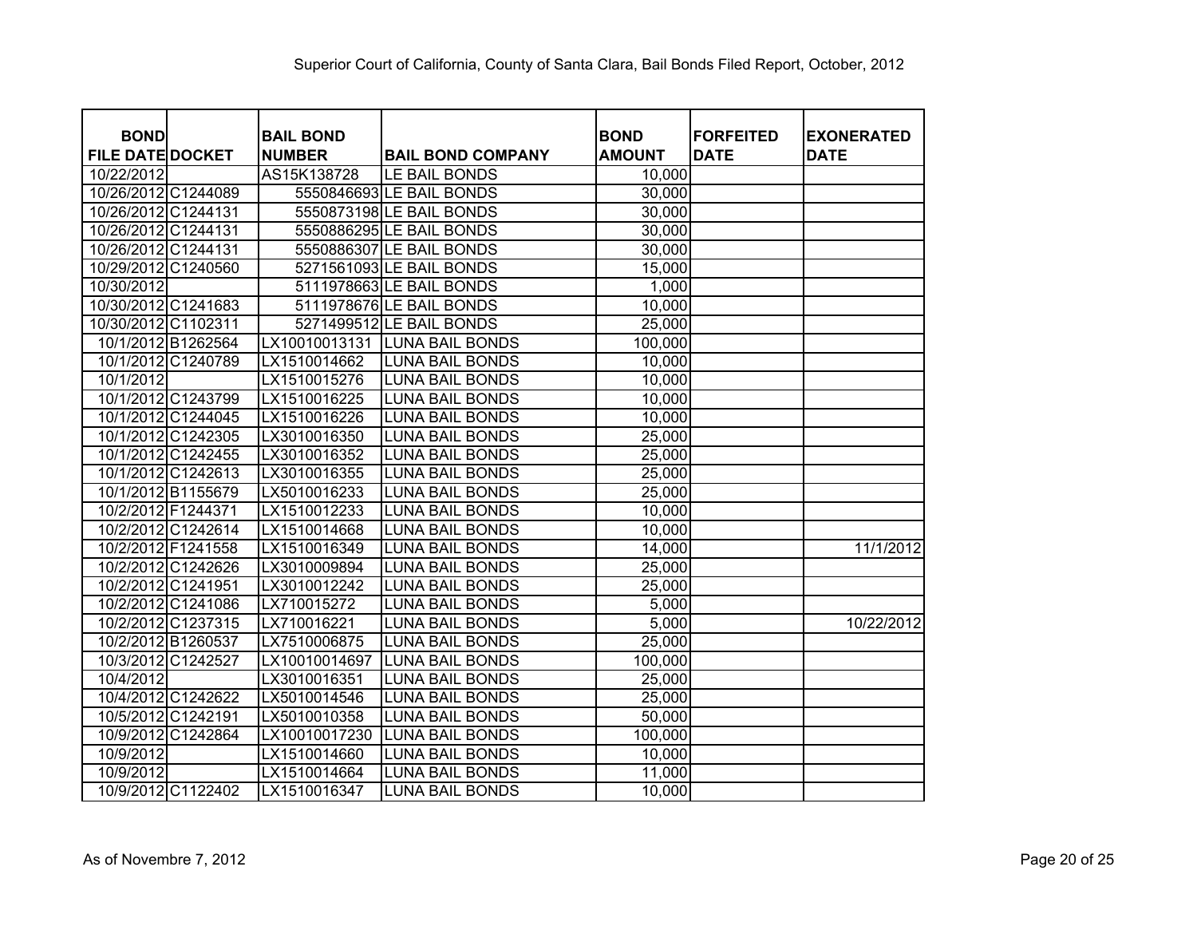Superior Court of California, County of Santa Clara, Bail Bonds Filed Report, October, 2012

| BOND FILE DATE | DOCKET | BAIL BOND NUMBER | BAIL BOND COMPANY | BOND AMOUNT | FORFEITED DATE | EXONERATED DATE |
|---|---|---|---|---|---|---|
| 10/22/2012 | | AS15K138728 | LE BAIL BONDS | 10,000 | | |
| 10/26/2012 | C1244089 | 5550846693 | LE BAIL BONDS | 30,000 | | |
| 10/26/2012 | C1244131 | 5550873198 | LE BAIL BONDS | 30,000 | | |
| 10/26/2012 | C1244131 | 5550886295 | LE BAIL BONDS | 30,000 | | |
| 10/26/2012 | C1244131 | 5550886307 | LE BAIL BONDS | 30,000 | | |
| 10/29/2012 | C1240560 | 5271561093 | LE BAIL BONDS | 15,000 | | |
| 10/30/2012 | | 5111978663 | LE BAIL BONDS | 1,000 | | |
| 10/30/2012 | C1241683 | 5111978676 | LE BAIL BONDS | 10,000 | | |
| 10/30/2012 | C1102311 | 5271499512 | LE BAIL BONDS | 25,000 | | |
| 10/1/2012 | B1262564 | LX10010013131 | LUNA BAIL BONDS | 100,000 | | |
| 10/1/2012 | C1240789 | LX1510014662 | LUNA BAIL BONDS | 10,000 | | |
| 10/1/2012 | | LX1510015276 | LUNA BAIL BONDS | 10,000 | | |
| 10/1/2012 | C1243799 | LX1510016225 | LUNA BAIL BONDS | 10,000 | | |
| 10/1/2012 | C1244045 | LX1510016226 | LUNA BAIL BONDS | 10,000 | | |
| 10/1/2012 | C1242305 | LX3010016350 | LUNA BAIL BONDS | 25,000 | | |
| 10/1/2012 | C1242455 | LX3010016352 | LUNA BAIL BONDS | 25,000 | | |
| 10/1/2012 | C1242613 | LX3010016355 | LUNA BAIL BONDS | 25,000 | | |
| 10/1/2012 | B1155679 | LX5010016233 | LUNA BAIL BONDS | 25,000 | | |
| 10/2/2012 | F1244371 | LX1510012233 | LUNA BAIL BONDS | 10,000 | | |
| 10/2/2012 | C1242614 | LX1510014668 | LUNA BAIL BONDS | 10,000 | | |
| 10/2/2012 | F1241558 | LX1510016349 | LUNA BAIL BONDS | 14,000 | | 11/1/2012 |
| 10/2/2012 | C1242626 | LX3010009894 | LUNA BAIL BONDS | 25,000 | | |
| 10/2/2012 | C1241951 | LX3010012242 | LUNA BAIL BONDS | 25,000 | | |
| 10/2/2012 | C1241086 | LX710015272 | LUNA BAIL BONDS | 5,000 | | |
| 10/2/2012 | C1237315 | LX710016221 | LUNA BAIL BONDS | 5,000 | | 10/22/2012 |
| 10/2/2012 | B1260537 | LX7510006875 | LUNA BAIL BONDS | 25,000 | | |
| 10/3/2012 | C1242527 | LX10010014697 | LUNA BAIL BONDS | 100,000 | | |
| 10/4/2012 | | LX3010016351 | LUNA BAIL BONDS | 25,000 | | |
| 10/4/2012 | C1242622 | LX5010014546 | LUNA BAIL BONDS | 25,000 | | |
| 10/5/2012 | C1242191 | LX5010010358 | LUNA BAIL BONDS | 50,000 | | |
| 10/9/2012 | C1242864 | LX10010017230 | LUNA BAIL BONDS | 100,000 | | |
| 10/9/2012 | | LX1510014660 | LUNA BAIL BONDS | 10,000 | | |
| 10/9/2012 | | LX1510014664 | LUNA BAIL BONDS | 11,000 | | |
| 10/9/2012 | C1122402 | LX1510016347 | LUNA BAIL BONDS | 10,000 | | |

As of Novembre 7, 2012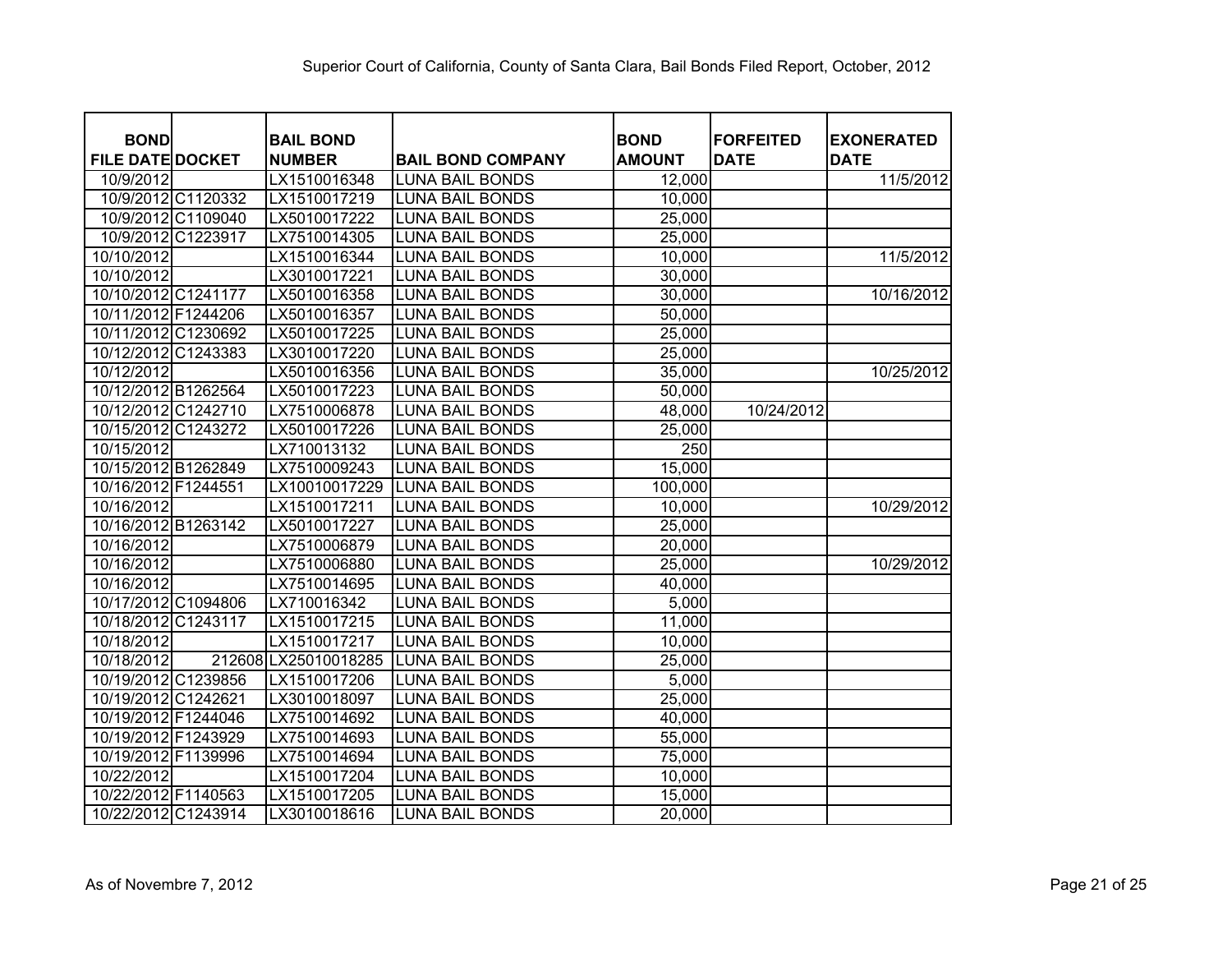Superior Court of California, County of Santa Clara, Bail Bonds Filed Report, October, 2012

| BOND FILE DATE | DOCKET | BAIL BOND NUMBER | BAIL BOND COMPANY | BOND AMOUNT | FORFEITED DATE | EXONERATED DATE |
|---|---|---|---|---|---|---|
| 10/9/2012 | | LX1510016348 | LUNA BAIL BONDS | 12,000 | | 11/5/2012 |
| 10/9/2012 | C1120332 | LX1510017219 | LUNA BAIL BONDS | 10,000 | | |
| 10/9/2012 | C1109040 | LX5010017222 | LUNA BAIL BONDS | 25,000 | | |
| 10/9/2012 | C1223917 | LX7510014305 | LUNA BAIL BONDS | 25,000 | | |
| 10/10/2012 | | LX1510016344 | LUNA BAIL BONDS | 10,000 | | 11/5/2012 |
| 10/10/2012 | | LX3010017221 | LUNA BAIL BONDS | 30,000 | | |
| 10/10/2012 | C1241177 | LX5010016358 | LUNA BAIL BONDS | 30,000 | | 10/16/2012 |
| 10/11/2012 | F1244206 | LX5010016357 | LUNA BAIL BONDS | 50,000 | | |
| 10/11/2012 | C1230692 | LX5010017225 | LUNA BAIL BONDS | 25,000 | | |
| 10/12/2012 | C1243383 | LX3010017220 | LUNA BAIL BONDS | 25,000 | | |
| 10/12/2012 | | LX5010016356 | LUNA BAIL BONDS | 35,000 | | 10/25/2012 |
| 10/12/2012 | B1262564 | LX5010017223 | LUNA BAIL BONDS | 50,000 | | |
| 10/12/2012 | C1242710 | LX7510006878 | LUNA BAIL BONDS | 48,000 | 10/24/2012 | |
| 10/15/2012 | C1243272 | LX5010017226 | LUNA BAIL BONDS | 25,000 | | |
| 10/15/2012 | | LX710013132 | LUNA BAIL BONDS | 250 | | |
| 10/15/2012 | B1262849 | LX7510009243 | LUNA BAIL BONDS | 15,000 | | |
| 10/16/2012 | F1244551 | LX10010017229 | LUNA BAIL BONDS | 100,000 | | |
| 10/16/2012 | | LX1510017211 | LUNA BAIL BONDS | 10,000 | | 10/29/2012 |
| 10/16/2012 | B1263142 | LX5010017227 | LUNA BAIL BONDS | 25,000 | | |
| 10/16/2012 | | LX7510006879 | LUNA BAIL BONDS | 20,000 | | |
| 10/16/2012 | | LX7510006880 | LUNA BAIL BONDS | 25,000 | | 10/29/2012 |
| 10/16/2012 | | LX7510014695 | LUNA BAIL BONDS | 40,000 | | |
| 10/17/2012 | C1094806 | LX710016342 | LUNA BAIL BONDS | 5,000 | | |
| 10/18/2012 | C1243117 | LX1510017215 | LUNA BAIL BONDS | 11,000 | | |
| 10/18/2012 | | LX1510017217 | LUNA BAIL BONDS | 10,000 | | |
| 10/18/2012 | 212608 | LX25010018285 | LUNA BAIL BONDS | 25,000 | | |
| 10/19/2012 | C1239856 | LX1510017206 | LUNA BAIL BONDS | 5,000 | | |
| 10/19/2012 | C1242621 | LX3010018097 | LUNA BAIL BONDS | 25,000 | | |
| 10/19/2012 | F1244046 | LX7510014692 | LUNA BAIL BONDS | 40,000 | | |
| 10/19/2012 | F1243929 | LX7510014693 | LUNA BAIL BONDS | 55,000 | | |
| 10/19/2012 | F1139996 | LX7510014694 | LUNA BAIL BONDS | 75,000 | | |
| 10/22/2012 | | LX1510017204 | LUNA BAIL BONDS | 10,000 | | |
| 10/22/2012 | F1140563 | LX1510017205 | LUNA BAIL BONDS | 15,000 | | |
| 10/22/2012 | C1243914 | LX3010018616 | LUNA BAIL BONDS | 20,000 | | |

As of Novembre 7, 2012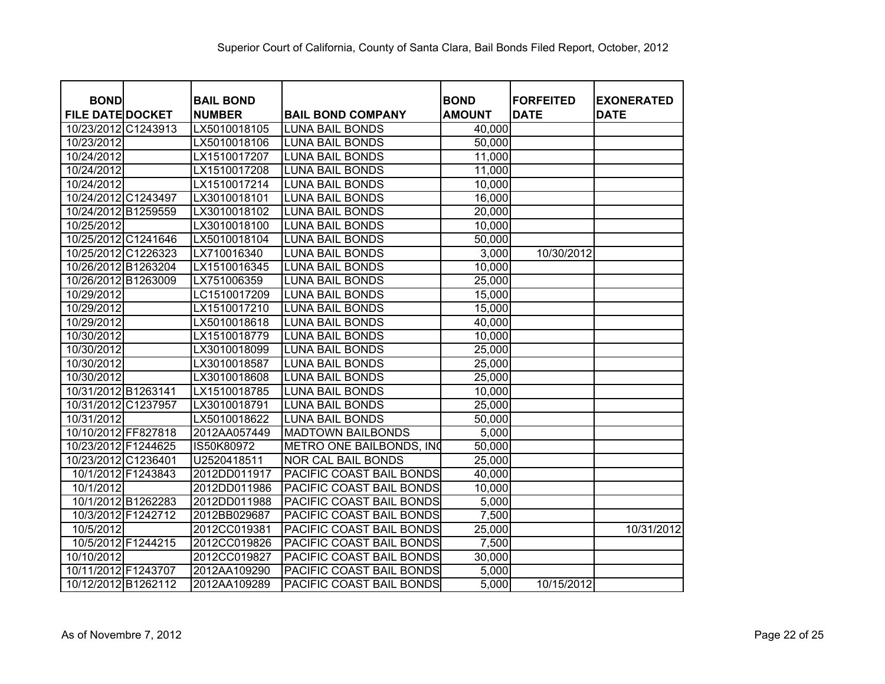# Superior Court of California, County of Santa Clara, Bail Bonds Filed Report, October, 2012

| BOND FILE DATE | DOCKET | BAIL BOND NUMBER | BAIL BOND COMPANY | BOND AMOUNT | FORFEITED DATE | EXONERATED DATE |
|---|---|---|---|---|---|---|
| 10/23/2012 | C1243913 | LX5010018105 | LUNA BAIL BONDS | 40,000 | | |
| 10/23/2012 | | LX5010018106 | LUNA BAIL BONDS | 50,000 | | |
| 10/24/2012 | | LX1510017207 | LUNA BAIL BONDS | 11,000 | | |
| 10/24/2012 | | LX1510017208 | LUNA BAIL BONDS | 11,000 | | |
| 10/24/2012 | | LX1510017214 | LUNA BAIL BONDS | 10,000 | | |
| 10/24/2012 | C1243497 | LX3010018101 | LUNA BAIL BONDS | 16,000 | | |
| 10/24/2012 | B1259559 | LX3010018102 | LUNA BAIL BONDS | 20,000 | | |
| 10/25/2012 | | LX3010018100 | LUNA BAIL BONDS | 10,000 | | |
| 10/25/2012 | C1241646 | LX5010018104 | LUNA BAIL BONDS | 50,000 | | |
| 10/25/2012 | C1226323 | LX710016340 | LUNA BAIL BONDS | 3,000 | 10/30/2012 | |
| 10/26/2012 | B1263204 | LX1510016345 | LUNA BAIL BONDS | 10,000 | | |
| 10/26/2012 | B1263009 | LX751006359 | LUNA BAIL BONDS | 25,000 | | |
| 10/29/2012 | | LC1510017209 | LUNA BAIL BONDS | 15,000 | | |
| 10/29/2012 | | LX1510017210 | LUNA BAIL BONDS | 15,000 | | |
| 10/29/2012 | | LX5010018618 | LUNA BAIL BONDS | 40,000 | | |
| 10/30/2012 | | LX1510018779 | LUNA BAIL BONDS | 10,000 | | |
| 10/30/2012 | | LX3010018099 | LUNA BAIL BONDS | 25,000 | | |
| 10/30/2012 | | LX3010018587 | LUNA BAIL BONDS | 25,000 | | |
| 10/30/2012 | | LX3010018608 | LUNA BAIL BONDS | 25,000 | | |
| 10/31/2012 | B1263141 | LX1510018785 | LUNA BAIL BONDS | 10,000 | | |
| 10/31/2012 | C1237957 | LX3010018791 | LUNA BAIL BONDS | 25,000 | | |
| 10/31/2012 | | LX5010018622 | LUNA BAIL BONDS | 50,000 | | |
| 10/10/2012 | FF827818 | 2012AA057449 | MADTOWN BAILBONDS | 5,000 | | |
| 10/23/2012 | F1244625 | IS50K80972 | METRO ONE BAILBONDS, INC | 50,000 | | |
| 10/23/2012 | C1236401 | U2520418511 | NOR CAL BAIL BONDS | 25,000 | | |
| 10/1/2012 | F1243843 | 2012DD011917 | PACIFIC COAST BAIL BONDS | 40,000 | | |
| 10/1/2012 | | 2012DD011986 | PACIFIC COAST BAIL BONDS | 10,000 | | |
| 10/1/2012 | B1262283 | 2012DD011988 | PACIFIC COAST BAIL BONDS | 5,000 | | |
| 10/3/2012 | F1242712 | 2012BB029687 | PACIFIC COAST BAIL BONDS | 7,500 | | |
| 10/5/2012 | | 2012CC019381 | PACIFIC COAST BAIL BONDS | 25,000 | | 10/31/2012 |
| 10/5/2012 | F1244215 | 2012CC019826 | PACIFIC COAST BAIL BONDS | 7,500 | | |
| 10/10/2012 | | 2012CC019827 | PACIFIC COAST BAIL BONDS | 30,000 | | |
| 10/11/2012 | F1243707 | 2012AA109290 | PACIFIC COAST BAIL BONDS | 5,000 | | |
| 10/12/2012 | B1262112 | 2012AA109289 | PACIFIC COAST BAIL BONDS | 5,000 | 10/15/2012 | |

As of Novembre 7, 2012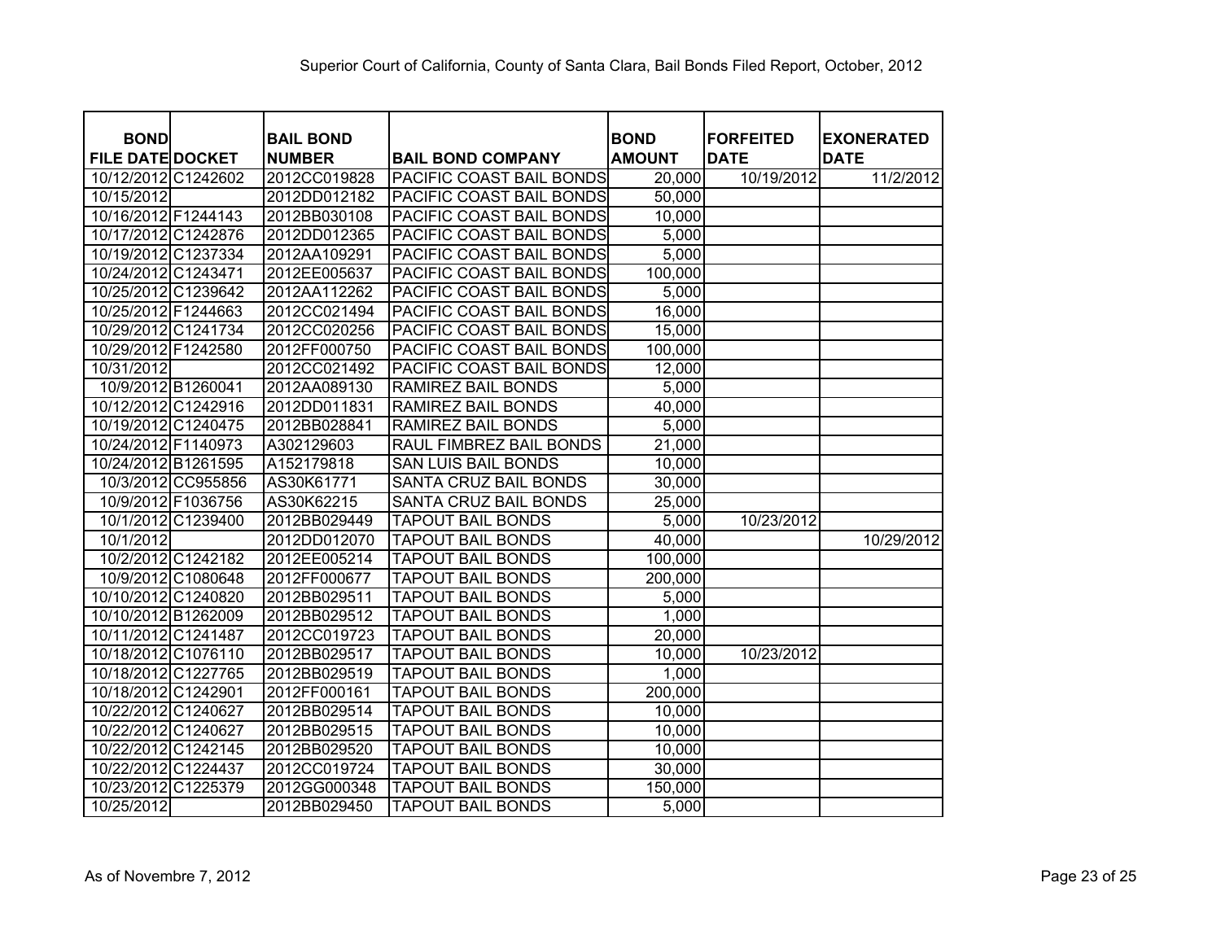# Superior Court of California, County of Santa Clara, Bail Bonds Filed Report, October, 2012

| BOND FILE DATE | DOCKET | BAIL BOND NUMBER | BAIL BOND COMPANY | BOND AMOUNT | FORFEITED DATE | EXONERATED DATE |
|---|---|---|---|---|---|---|
| 10/12/2012 | C1242602 | 2012CC019828 | PACIFIC COAST BAIL BONDS | 20,000 | 10/19/2012 | 11/2/2012 |
| 10/15/2012 | | 2012DD012182 | PACIFIC COAST BAIL BONDS | 50,000 | | |
| 10/16/2012 | F1244143 | 2012BB030108 | PACIFIC COAST BAIL BONDS | 10,000 | | |
| 10/17/2012 | C1242876 | 2012DD012365 | PACIFIC COAST BAIL BONDS | 5,000 | | |
| 10/19/2012 | C1237334 | 2012AA109291 | PACIFIC COAST BAIL BONDS | 5,000 | | |
| 10/24/2012 | C1243471 | 2012EE005637 | PACIFIC COAST BAIL BONDS | 100,000 | | |
| 10/25/2012 | C1239642 | 2012AA112262 | PACIFIC COAST BAIL BONDS | 5,000 | | |
| 10/25/2012 | F1244663 | 2012CC021494 | PACIFIC COAST BAIL BONDS | 16,000 | | |
| 10/29/2012 | C1241734 | 2012CC020256 | PACIFIC COAST BAIL BONDS | 15,000 | | |
| 10/29/2012 | F1242580 | 2012FF000750 | PACIFIC COAST BAIL BONDS | 100,000 | | |
| 10/31/2012 | | 2012CC021492 | PACIFIC COAST BAIL BONDS | 12,000 | | |
| 10/9/2012 | B1260041 | 2012AA089130 | RAMIREZ BAIL BONDS | 5,000 | | |
| 10/12/2012 | C1242916 | 2012DD011831 | RAMIREZ BAIL BONDS | 40,000 | | |
| 10/19/2012 | C1240475 | 2012BB028841 | RAMIREZ BAIL BONDS | 5,000 | | |
| 10/24/2012 | F1140973 | A302129603 | RAUL FIMBREZ BAIL BONDS | 21,000 | | |
| 10/24/2012 | B1261595 | A152179818 | SAN LUIS BAIL BONDS | 10,000 | | |
| 10/3/2012 | CC955856 | AS30K61771 | SANTA CRUZ BAIL BONDS | 30,000 | | |
| 10/9/2012 | F1036756 | AS30K62215 | SANTA CRUZ BAIL BONDS | 25,000 | | |
| 10/1/2012 | C1239400 | 2012BB029449 | TAPOUT BAIL BONDS | 5,000 | 10/23/2012 | |
| 10/1/2012 | | 2012DD012070 | TAPOUT BAIL BONDS | 40,000 | | 10/29/2012 |
| 10/2/2012 | C1242182 | 2012EE005214 | TAPOUT BAIL BONDS | 100,000 | | |
| 10/9/2012 | C1080648 | 2012FF000677 | TAPOUT BAIL BONDS | 200,000 | | |
| 10/10/2012 | C1240820 | 2012BB029511 | TAPOUT BAIL BONDS | 5,000 | | |
| 10/10/2012 | B1262009 | 2012BB029512 | TAPOUT BAIL BONDS | 1,000 | | |
| 10/11/2012 | C1241487 | 2012CC019723 | TAPOUT BAIL BONDS | 20,000 | | |
| 10/18/2012 | C1076110 | 2012BB029517 | TAPOUT BAIL BONDS | 10,000 | 10/23/2012 | |
| 10/18/2012 | C1227765 | 2012BB029519 | TAPOUT BAIL BONDS | 1,000 | | |
| 10/18/2012 | C1242901 | 2012FF000161 | TAPOUT BAIL BONDS | 200,000 | | |
| 10/22/2012 | C1240627 | 2012BB029514 | TAPOUT BAIL BONDS | 10,000 | | |
| 10/22/2012 | C1240627 | 2012BB029515 | TAPOUT BAIL BONDS | 10,000 | | |
| 10/22/2012 | C1242145 | 2012BB029520 | TAPOUT BAIL BONDS | 10,000 | | |
| 10/22/2012 | C1224437 | 2012CC019724 | TAPOUT BAIL BONDS | 30,000 | | |
| 10/23/2012 | C1225379 | 2012GG000348 | TAPOUT BAIL BONDS | 150,000 | | |
| 10/25/2012 | | 2012BB029450 | TAPOUT BAIL BONDS | 5,000 | | |

As of Novembre 7, 2012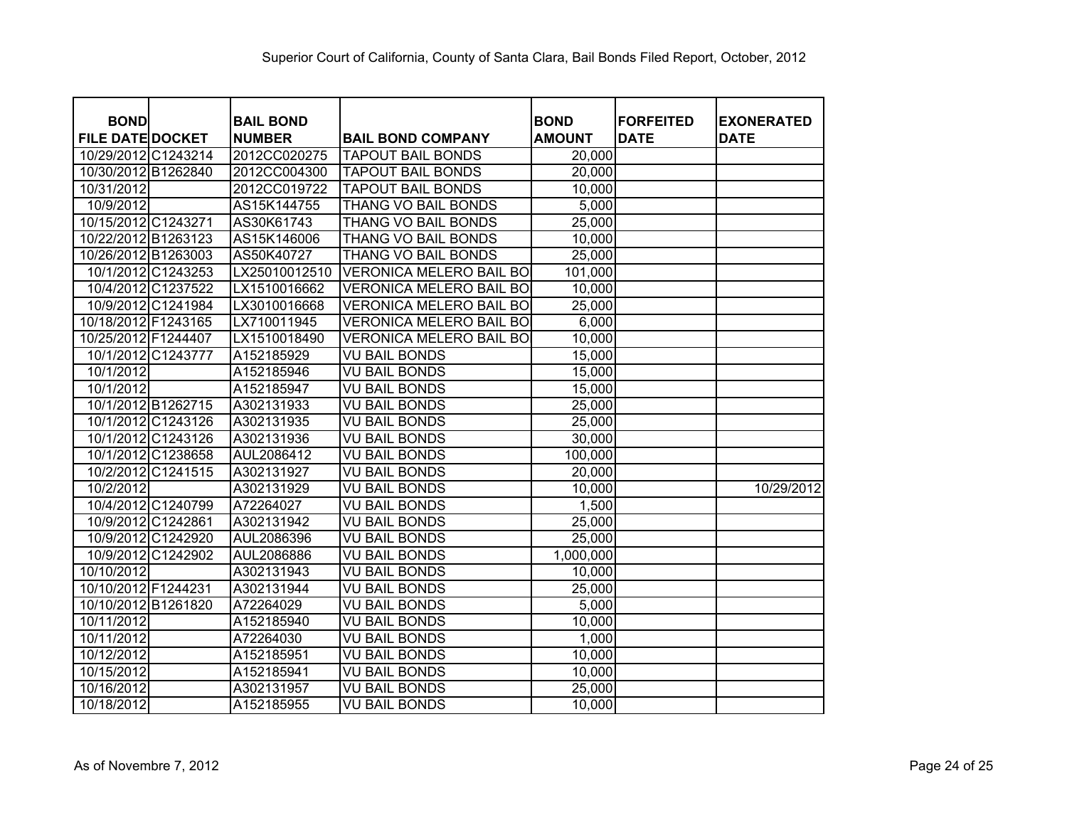Superior Court of California, County of Santa Clara, Bail Bonds Filed Report, October, 2012

| BOND FILE DATE | DOCKET | BAIL BOND NUMBER | BAIL BOND COMPANY | BOND AMOUNT | FORFEITED DATE | EXONERATED DATE |
|---|---|---|---|---|---|---|
| 10/29/2012 | C1243214 | 2012CC020275 | TAPOUT BAIL BONDS | 20,000 | | |
| 10/30/2012 | B1262840 | 2012CC004300 | TAPOUT BAIL BONDS | 20,000 | | |
| 10/31/2012 | | 2012CC019722 | TAPOUT BAIL BONDS | 10,000 | | |
| 10/9/2012 | | AS15K144755 | THANG VO BAIL BONDS | 5,000 | | |
| 10/15/2012 | C1243271 | AS30K61743 | THANG VO BAIL BONDS | 25,000 | | |
| 10/22/2012 | B1263123 | AS15K146006 | THANG VO BAIL BONDS | 10,000 | | |
| 10/26/2012 | B1263003 | AS50K40727 | THANG VO BAIL BONDS | 25,000 | | |
| 10/1/2012 | C1243253 | LX25010012510 | VERONICA MELERO BAIL BO | 101,000 | | |
| 10/4/2012 | C1237522 | LX1510016662 | VERONICA MELERO BAIL BO | 10,000 | | |
| 10/9/2012 | C1241984 | LX3010016668 | VERONICA MELERO BAIL BO | 25,000 | | |
| 10/18/2012 | F1243165 | LX710011945 | VERONICA MELERO BAIL BO | 6,000 | | |
| 10/25/2012 | F1244407 | LX1510018490 | VERONICA MELERO BAIL BO | 10,000 | | |
| 10/1/2012 | C1243777 | A152185929 | VU BAIL BONDS | 15,000 | | |
| 10/1/2012 | | A152185946 | VU BAIL BONDS | 15,000 | | |
| 10/1/2012 | | A152185947 | VU BAIL BONDS | 15,000 | | |
| 10/1/2012 | B1262715 | A302131933 | VU BAIL BONDS | 25,000 | | |
| 10/1/2012 | C1243126 | A302131935 | VU BAIL BONDS | 25,000 | | |
| 10/1/2012 | C1243126 | A302131936 | VU BAIL BONDS | 30,000 | | |
| 10/1/2012 | C1238658 | AUL2086412 | VU BAIL BONDS | 100,000 | | |
| 10/2/2012 | C1241515 | A302131927 | VU BAIL BONDS | 20,000 | | |
| 10/2/2012 | | A302131929 | VU BAIL BONDS | 10,000 | | 10/29/2012 |
| 10/4/2012 | C1240799 | A72264027 | VU BAIL BONDS | 1,500 | | |
| 10/9/2012 | C1242861 | A302131942 | VU BAIL BONDS | 25,000 | | |
| 10/9/2012 | C1242920 | AUL2086396 | VU BAIL BONDS | 25,000 | | |
| 10/9/2012 | C1242902 | AUL2086886 | VU BAIL BONDS | 1,000,000 | | |
| 10/10/2012 | | A302131943 | VU BAIL BONDS | 10,000 | | |
| 10/10/2012 | F1244231 | A302131944 | VU BAIL BONDS | 25,000 | | |
| 10/10/2012 | B1261820 | A72264029 | VU BAIL BONDS | 5,000 | | |
| 10/11/2012 | | A152185940 | VU BAIL BONDS | 10,000 | | |
| 10/11/2012 | | A72264030 | VU BAIL BONDS | 1,000 | | |
| 10/12/2012 | | A152185951 | VU BAIL BONDS | 10,000 | | |
| 10/15/2012 | | A152185941 | VU BAIL BONDS | 10,000 | | |
| 10/16/2012 | | A302131957 | VU BAIL BONDS | 25,000 | | |
| 10/18/2012 | | A152185955 | VU BAIL BONDS | 10,000 | | |

As of Novembre 7, 2012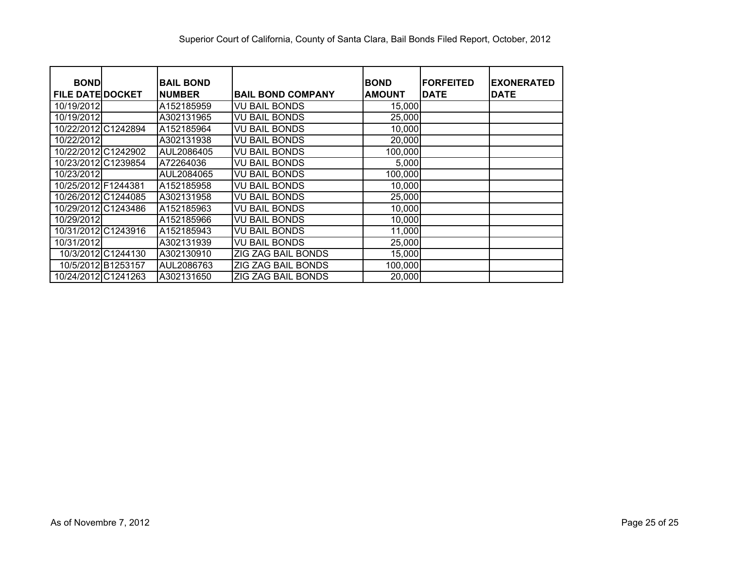| BOND FILE DATE | DOCKET | BAIL BOND NUMBER | BAIL BOND COMPANY | BOND AMOUNT | FORFEITED DATE | EXONERATED DATE |
|---|---|---|---|---|---|---|
| 10/19/2012 | | A152185959 | VU BAIL BONDS | 15,000 | | |
| 10/19/2012 | | A302131965 | VU BAIL BONDS | 25,000 | | |
| 10/22/2012 | C1242894 | A152185964 | VU BAIL BONDS | 10,000 | | |
| 10/22/2012 | | A302131938 | VU BAIL BONDS | 20,000 | | |
| 10/22/2012 | C1242902 | AUL2086405 | VU BAIL BONDS | 100,000 | | |
| 10/23/2012 | C1239854 | A72264036 | VU BAIL BONDS | 5,000 | | |
| 10/23/2012 | | AUL2084065 | VU BAIL BONDS | 100,000 | | |
| 10/25/2012 | F1244381 | A152185958 | VU BAIL BONDS | 10,000 | | |
| 10/26/2012 | C1244085 | A302131958 | VU BAIL BONDS | 25,000 | | |
| 10/29/2012 | C1243486 | A152185963 | VU BAIL BONDS | 10,000 | | |
| 10/29/2012 | | A152185966 | VU BAIL BONDS | 10,000 | | |
| 10/31/2012 | C1243916 | A152185943 | VU BAIL BONDS | 11,000 | | |
| 10/31/2012 | | A302131939 | VU BAIL BONDS | 25,000 | | |
| 10/3/2012 | C1244130 | A302130910 | ZIG ZAG BAIL BONDS | 15,000 | | |
| 10/5/2012 | B1253157 | AUL2086763 | ZIG ZAG BAIL BONDS | 100,000 | | |
| 10/24/2012 | C1241263 | A302131650 | ZIG ZAG BAIL BONDS | 20,000 | | |